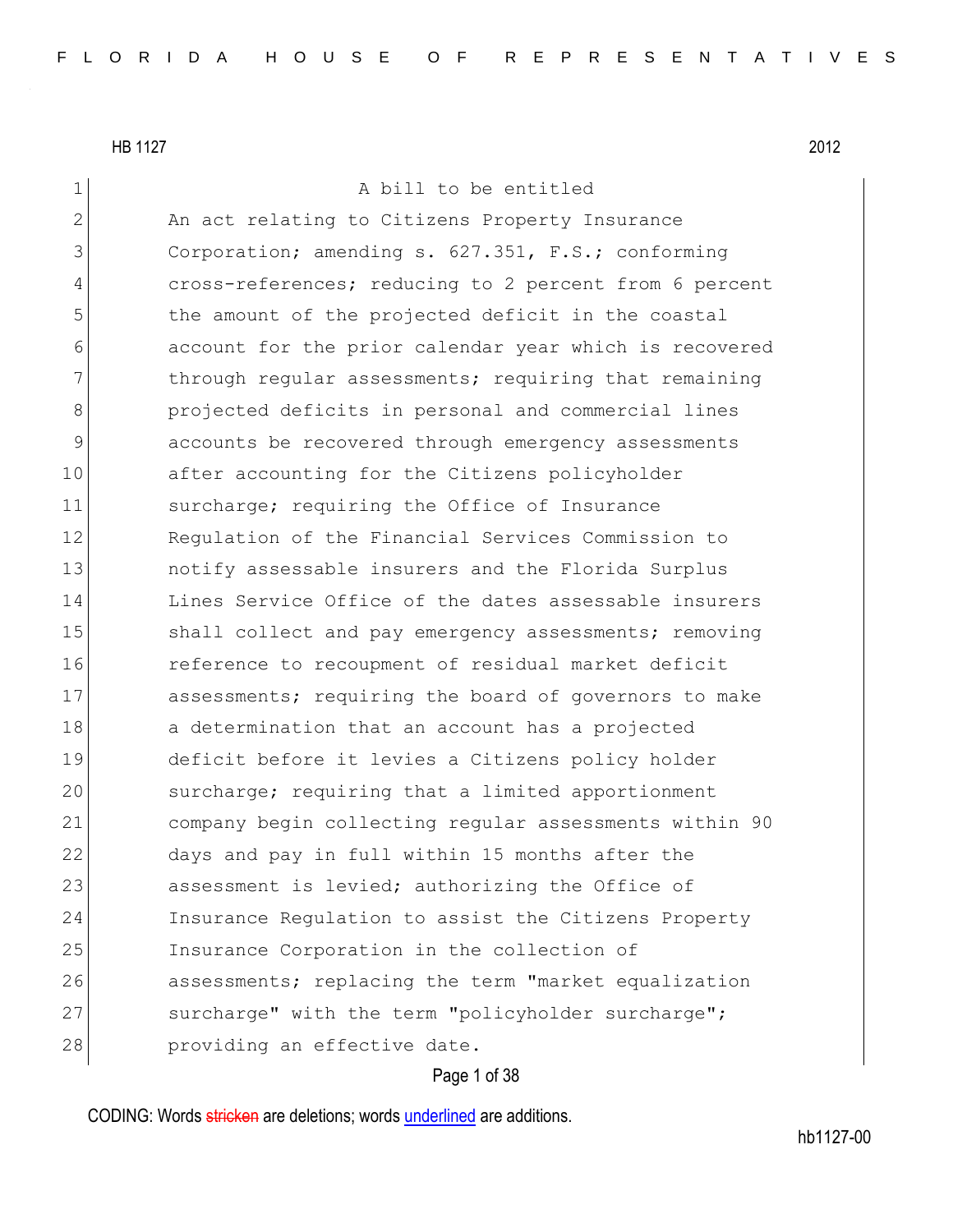HB 1127 2012

A bill to be entitled

An act relating to Citizens Property Insurance Corporation; amending s. 627.351, F.S.; conforming cross-references; reducing to 2 percent from 6 percent the amount of the projected deficit in the coastal account for the prior calendar year which is recovered through regular assessments; requiring that remaining projected deficits in personal and commercial lines accounts be recovered through emergency assessments after accounting for the Citizens policyholder surcharge; requiring the Office of Insurance Regulation of the Financial Services Commission to notify assessable insurers and the Florida Surplus Lines Service Office of the dates assessable insurers shall collect and pay emergency assessments; removing reference to recoupment of residual market deficit assessments; requiring the board of governors to make a determination that an account has a projected deficit before it levies a Citizens policy holder surcharge; requiring that a limited apportionment company begin collecting regular assessments within 90 days and pay in full within 15 months after the assessment is levied; authorizing the Office of Insurance Regulation to assist the Citizens Property Insurance Corporation in the collection of assessments; replacing the term "market equalization surcharge" with the term "policyholder surcharge"; providing an effective date.

CODING: Words stricken are deletions; words underlined are additions.

hb1127-00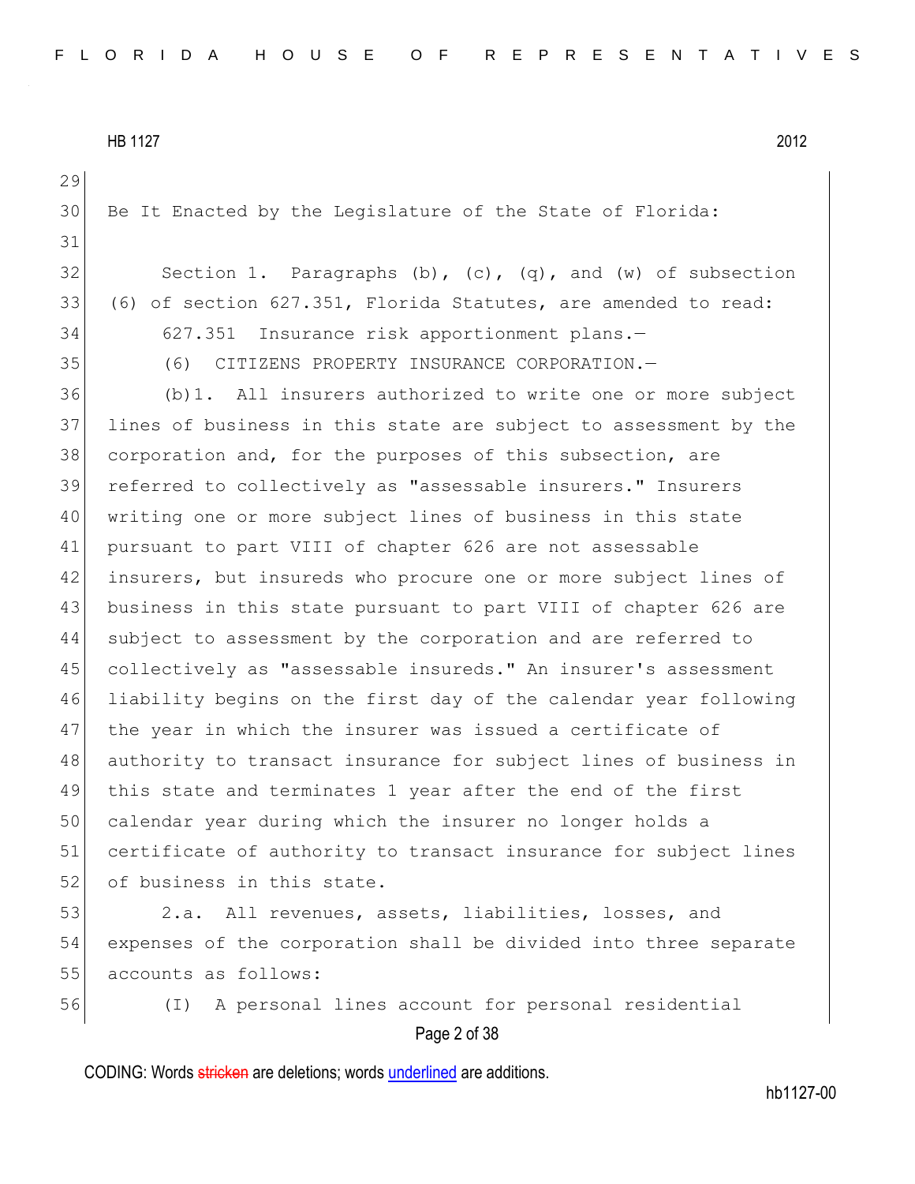Be It Enacted by the Legislature of the State of Florida:

Section 1. Paragraphs (b), (c), (q), and (w) of subsection (6) of section 627.351, Florida Statutes, are amended to read:

627.351 Insurance risk apportionment plans.—

(6) CITIZENS PROPERTY INSURANCE CORPORATION.—

(b)1. All insurers authorized to write one or more subject lines of business in this state are subject to assessment by the corporation and, for the purposes of this subsection, are referred to collectively as "assessable insurers." Insurers writing one or more subject lines of business in this state pursuant to part VIII of chapter 626 are not assessable insurers, but insureds who procure one or more subject lines of business in this state pursuant to part VIII of chapter 626 are subject to assessment by the corporation and are referred to collectively as "assessable insureds." An insurer's assessment liability begins on the first day of the calendar year following the year in which the insurer was issued a certificate of authority to transact insurance for subject lines of business in this state and terminates 1 year after the end of the first calendar year during which the insurer no longer holds a certificate of authority to transact insurance for subject lines of business in this state.

2.a. All revenues, assets, liabilities, losses, and expenses of the corporation shall be divided into three separate accounts as follows:

(I) A personal lines account for personal residential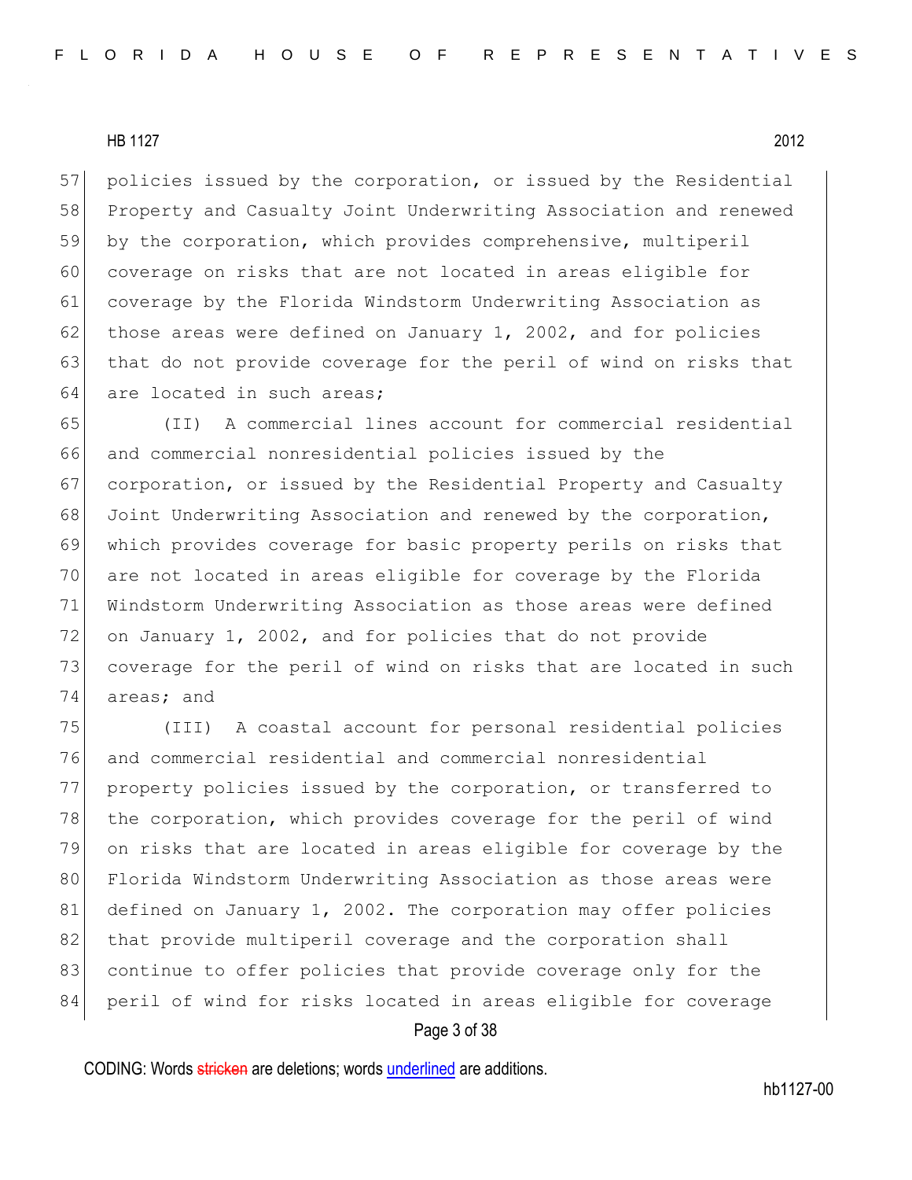policies issued by the corporation, or issued by the Residential Property and Casualty Joint Underwriting Association and renewed by the corporation, which provides comprehensive, multiperil coverage on risks that are not located in areas eligible for coverage by the Florida Windstorm Underwriting Association as those areas were defined on January 1, 2002, and for policies that do not provide coverage for the peril of wind on risks that are located in such areas;

(II) A commercial lines account for commercial residential and commercial nonresidential policies issued by the corporation, or issued by the Residential Property and Casualty Joint Underwriting Association and renewed by the corporation, which provides coverage for basic property perils on risks that are not located in areas eligible for coverage by the Florida Windstorm Underwriting Association as those areas were defined on January 1, 2002, and for policies that do not provide coverage for the peril of wind on risks that are located in such areas; and

(III) A coastal account for personal residential policies and commercial residential and commercial nonresidential property policies issued by the corporation, or transferred to the corporation, which provides coverage for the peril of wind on risks that are located in areas eligible for coverage by the Florida Windstorm Underwriting Association as those areas were defined on January 1, 2002. The corporation may offer policies that provide multiperil coverage and the corporation shall continue to offer policies that provide coverage only for the peril of wind for risks located in areas eligible for coverage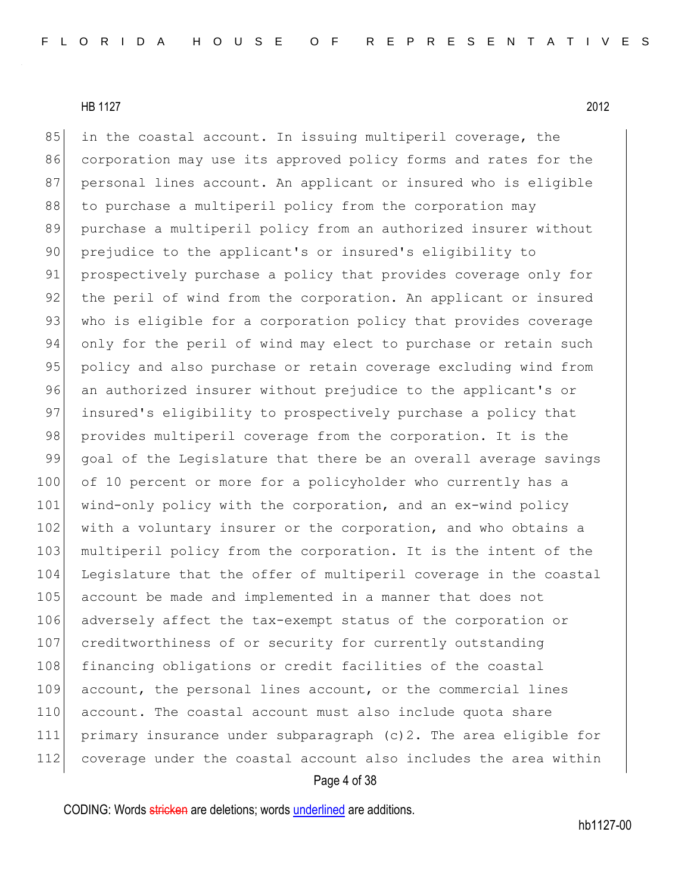in the coastal account. In issuing multiperil coverage, the corporation may use its approved policy forms and rates for the personal lines account. An applicant or insured who is eligible to purchase a multiperil policy from the corporation may purchase a multiperil policy from an authorized insurer without prejudice to the applicant's or insured's eligibility to prospectively purchase a policy that provides coverage only for the peril of wind from the corporation. An applicant or insured who is eligible for a corporation policy that provides coverage only for the peril of wind may elect to purchase or retain such policy and also purchase or retain coverage excluding wind from an authorized insurer without prejudice to the applicant's or insured's eligibility to prospectively purchase a policy that provides multiperil coverage from the corporation. It is the goal of the Legislature that there be an overall average savings of 10 percent or more for a policyholder who currently has a wind-only policy with the corporation, and an ex-wind policy with a voluntary insurer or the corporation, and who obtains a multiperil policy from the corporation. It is the intent of the Legislature that the offer of multiperil coverage in the coastal account be made and implemented in a manner that does not adversely affect the tax-exempt status of the corporation or creditworthiness of or security for currently outstanding financing obligations or credit facilities of the coastal account, the personal lines account, or the commercial lines account. The coastal account must also include quota share primary insurance under subparagraph (c)2. The area eligible for coverage under the coastal account also includes the area within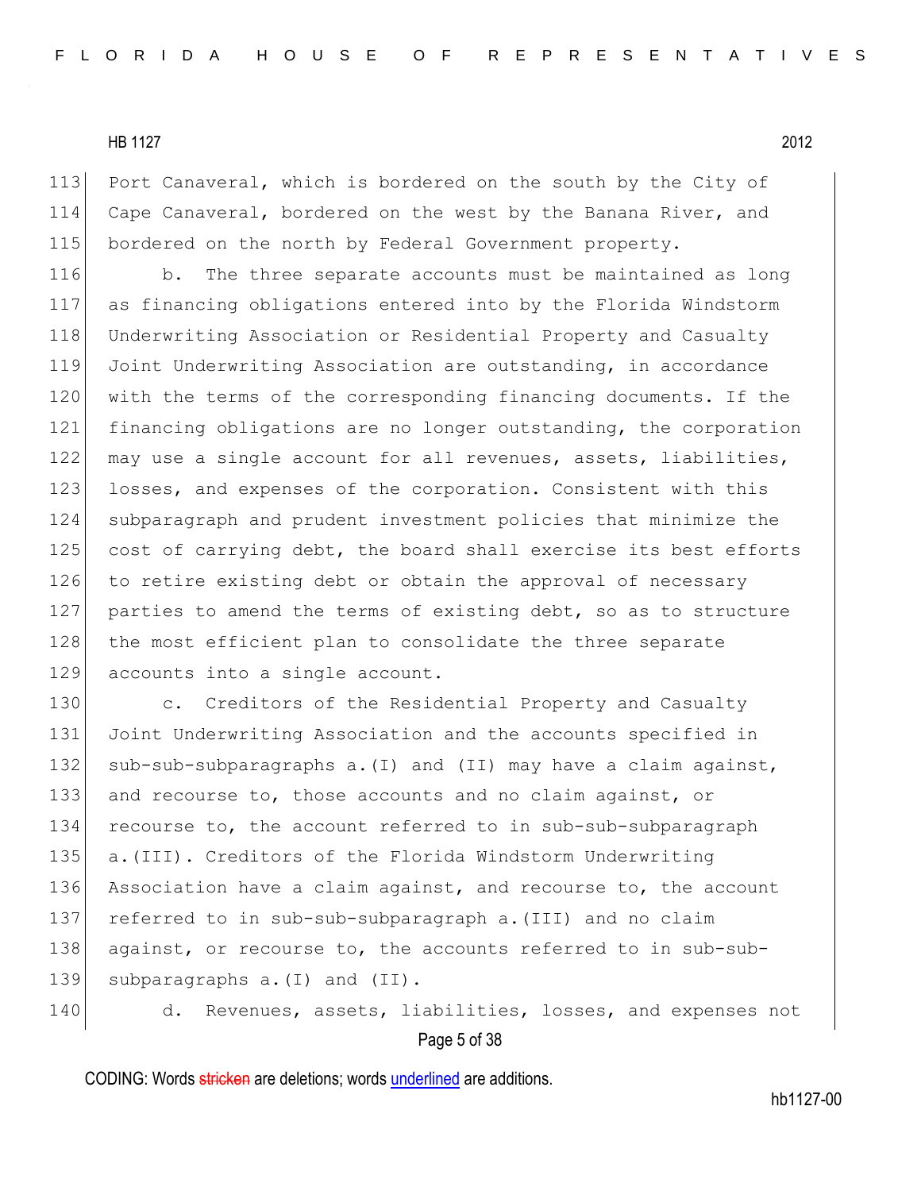Port Canaveral, which is bordered on the south by the City of Cape Canaveral, bordered on the west by the Banana River, and bordered on the north by Federal Government property.

b. The three separate accounts must be maintained as long as financing obligations entered into by the Florida Windstorm Underwriting Association or Residential Property and Casualty Joint Underwriting Association are outstanding, in accordance with the terms of the corresponding financing documents. If the financing obligations are no longer outstanding, the corporation may use a single account for all revenues, assets, liabilities, losses, and expenses of the corporation. Consistent with this subparagraph and prudent investment policies that minimize the cost of carrying debt, the board shall exercise its best efforts to retire existing debt or obtain the approval of necessary parties to amend the terms of existing debt, so as to structure the most efficient plan to consolidate the three separate accounts into a single account.

c. Creditors of the Residential Property and Casualty Joint Underwriting Association and the accounts specified in sub-sub-subparagraphs a.(I) and (II) may have a claim against, and recourse to, those accounts and no claim against, or recourse to, the account referred to in sub-sub-subparagraph a.(III). Creditors of the Florida Windstorm Underwriting Association have a claim against, and recourse to, the account referred to in sub-sub-subparagraph a.(III) and no claim against, or recourse to, the accounts referred to in sub-sub-subparagraphs a.(I) and (II).

d. Revenues, assets, liabilities, losses, and expenses not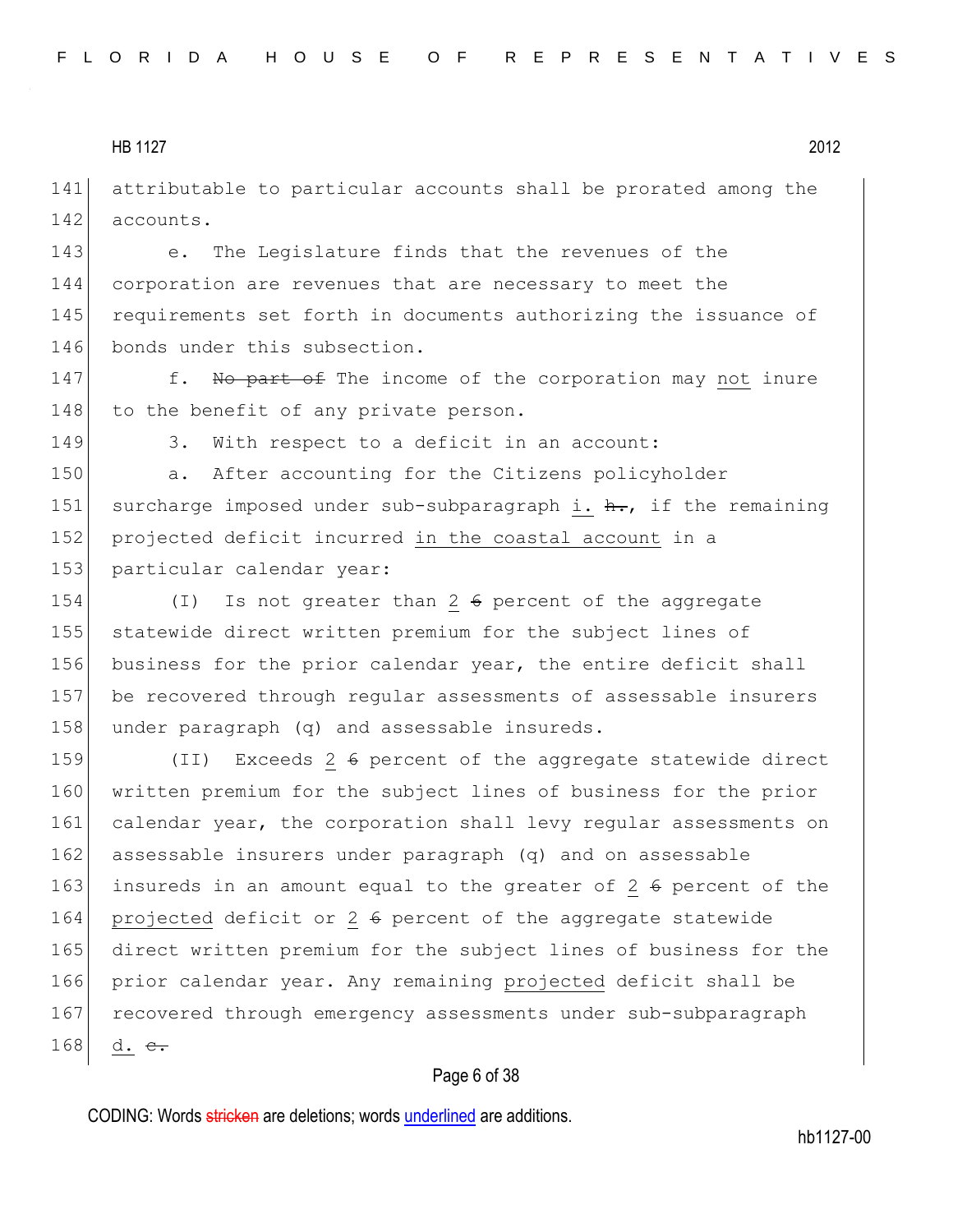141 attributable to particular accounts shall be prorated among the
142 accounts.

143 e. The Legislature finds that the revenues of the
144 corporation are revenues that are necessary to meet the
145 requirements set forth in documents authorizing the issuance of
146 bonds under this subsection.

147 f. ~~No part of~~ The income of the corporation may <u>not</u> inure
148 to the benefit of any private person.

149 3. With respect to a deficit in an account:

150 a. After accounting for the Citizens policyholder
151 surcharge imposed under sub-subparagraph <u>i.</u> ~~h.~~, if the remaining
152 projected deficit incurred <u>in the coastal account</u> in a
153 particular calendar year:

154 (I) Is not greater than <u>2</u> ~~6~~ percent of the aggregate
155 statewide direct written premium for the subject lines of
156 business for the prior calendar year, the entire deficit shall
157 be recovered through regular assessments of assessable insurers
158 under paragraph (q) and assessable insureds.

159 (II) Exceeds <u>2</u> ~~6~~ percent of the aggregate statewide direct
160 written premium for the subject lines of business for the prior
161 calendar year, the corporation shall levy regular assessments on
162 assessable insurers under paragraph (q) and on assessable
163 insureds in an amount equal to the greater of <u>2</u> ~~6~~ percent of the
164 <u>projected</u> deficit or <u>2</u> ~~6~~ percent of the aggregate statewide
165 direct written premium for the subject lines of business for the
166 prior calendar year. Any remaining <u>projected</u> deficit shall be
167 recovered through emergency assessments under sub-subparagraph
168 <u>d.</u> ~~c.~~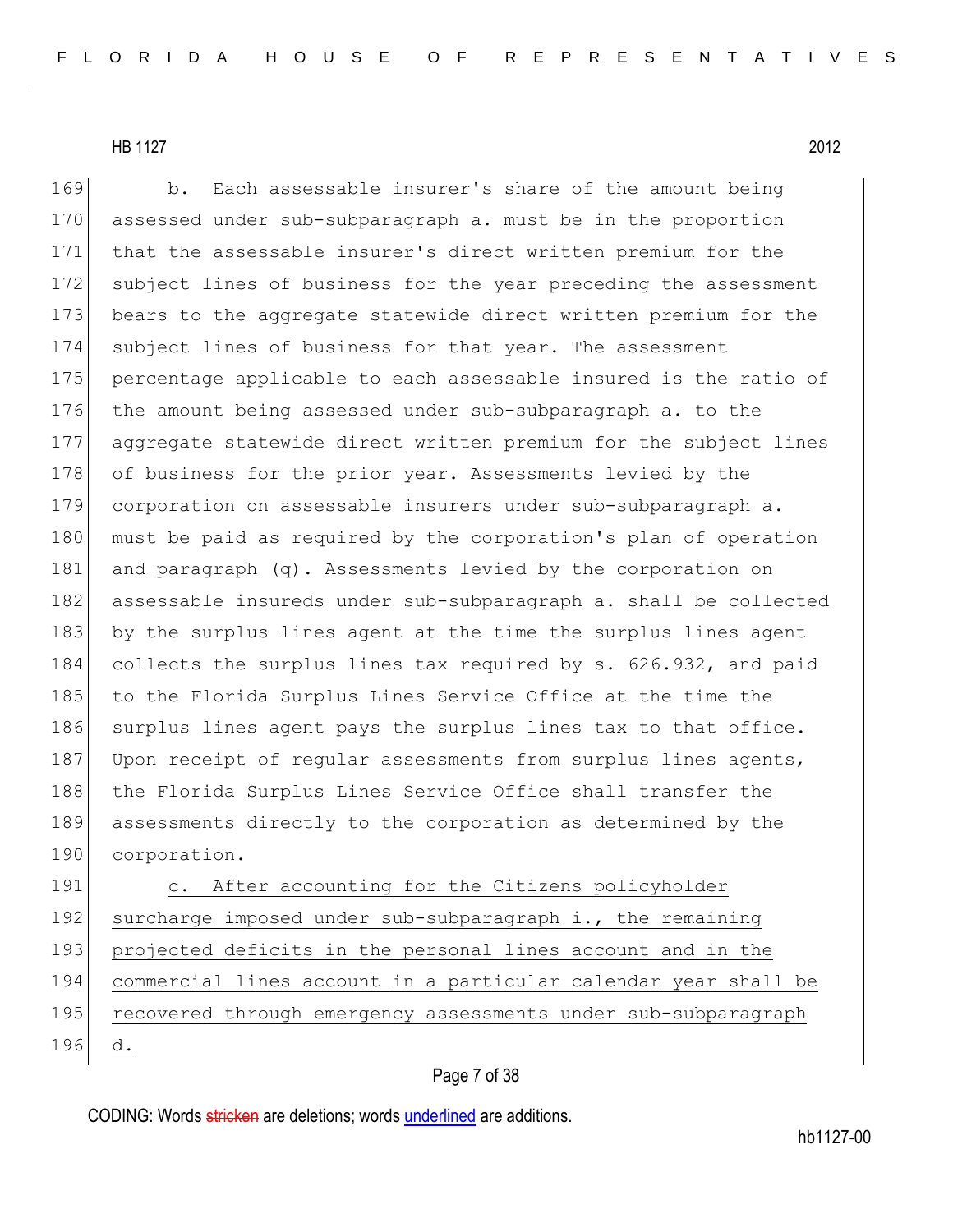b. Each assessable insurer's share of the amount being assessed under sub-subparagraph a. must be in the proportion that the assessable insurer's direct written premium for the subject lines of business for the year preceding the assessment bears to the aggregate statewide direct written premium for the subject lines of business for that year. The assessment percentage applicable to each assessable insured is the ratio of the amount being assessed under sub-subparagraph a. to the aggregate statewide direct written premium for the subject lines of business for the prior year. Assessments levied by the corporation on assessable insurers under sub-subparagraph a. must be paid as required by the corporation's plan of operation and paragraph (q). Assessments levied by the corporation on assessable insureds under sub-subparagraph a. shall be collected by the surplus lines agent at the time the surplus lines agent collects the surplus lines tax required by s. 626.932, and paid to the Florida Surplus Lines Service Office at the time the surplus lines agent pays the surplus lines tax to that office. Upon receipt of regular assessments from surplus lines agents, the Florida Surplus Lines Service Office shall transfer the assessments directly to the corporation as determined by the corporation.

c. After accounting for the Citizens policyholder surcharge imposed under sub-subparagraph i., the remaining projected deficits in the personal lines account and in the commercial lines account in a particular calendar year shall be recovered through emergency assessments under sub-subparagraph d.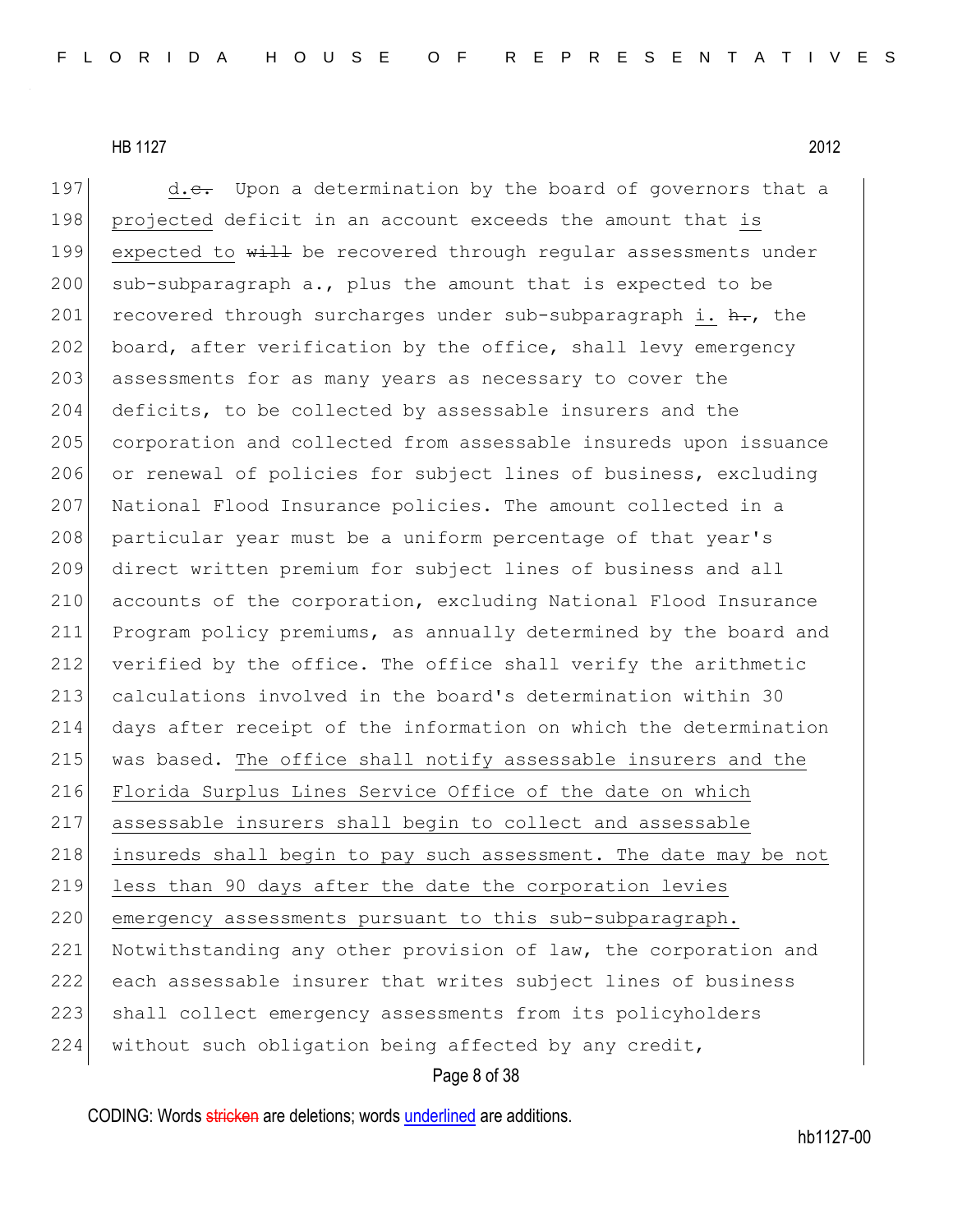HB 1127 2012

197 d.~~e.~~ Upon a determination by the board of governors that a
198 projected deficit in an account exceeds the amount that is
199 expected to ~~will~~ be recovered through regular assessments under
200 sub-subparagraph a., plus the amount that is expected to be
201 recovered through surcharges under sub-subparagraph i. ~~h.~~, the
202 board, after verification by the office, shall levy emergency
203 assessments for as many years as necessary to cover the
204 deficits, to be collected by assessable insurers and the
205 corporation and collected from assessable insureds upon issuance
206 or renewal of policies for subject lines of business, excluding
207 National Flood Insurance policies. The amount collected in a
208 particular year must be a uniform percentage of that year's
209 direct written premium for subject lines of business and all
210 accounts of the corporation, excluding National Flood Insurance
211 Program policy premiums, as annually determined by the board and
212 verified by the office. The office shall verify the arithmetic
213 calculations involved in the board's determination within 30
214 days after receipt of the information on which the determination
215 was based. The office shall notify assessable insurers and the
216 Florida Surplus Lines Service Office of the date on which
217 assessable insurers shall begin to collect and assessable
218 insureds shall begin to pay such assessment. The date may be not
219 less than 90 days after the date the corporation levies
220 emergency assessments pursuant to this sub-subparagraph.
221 Notwithstanding any other provision of law, the corporation and
222 each assessable insurer that writes subject lines of business
223 shall collect emergency assessments from its policyholders
224 without such obligation being affected by any credit,

CODING: Words ~~stricken~~ are deletions; words underlined are additions.

hb1127-00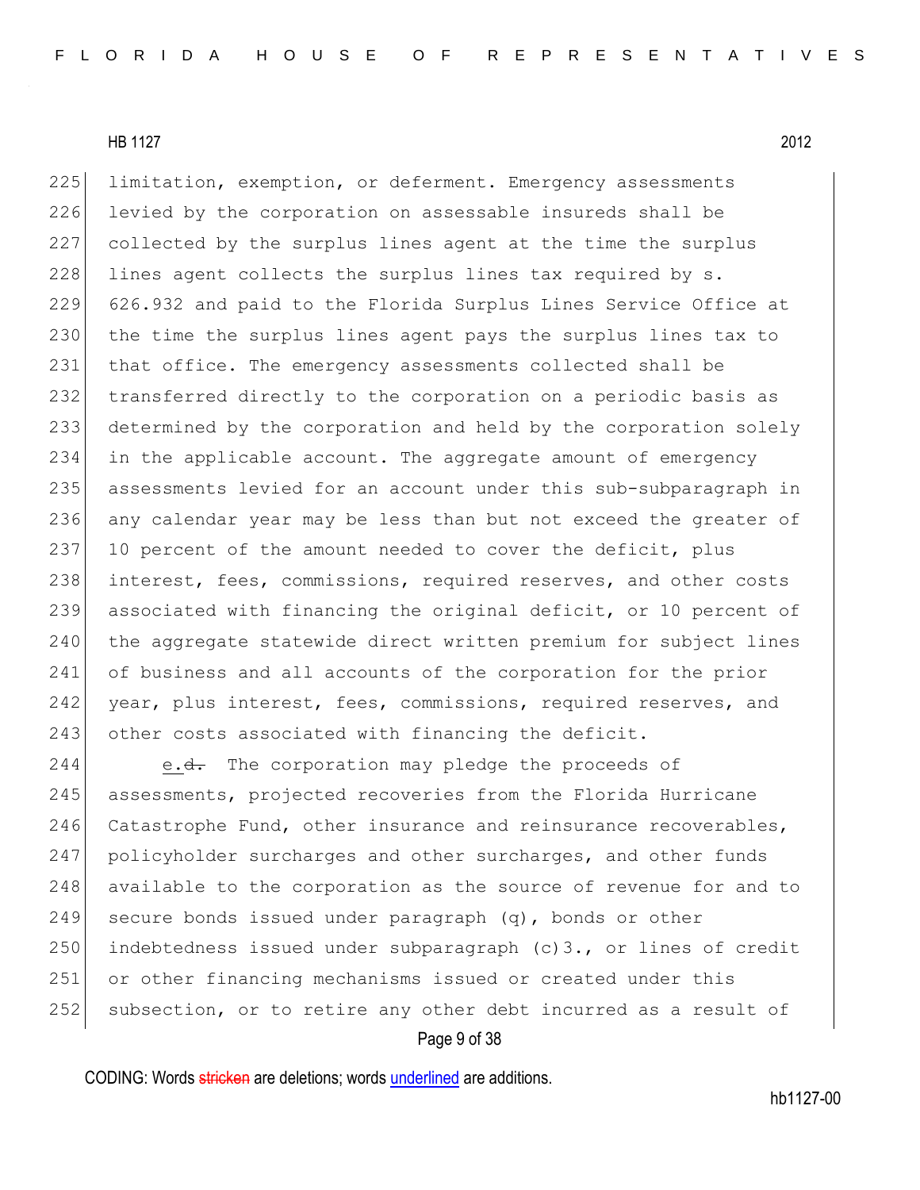limitation, exemption, or deferment. Emergency assessments levied by the corporation on assessable insureds shall be collected by the surplus lines agent at the time the surplus lines agent collects the surplus lines tax required by s. 626.932 and paid to the Florida Surplus Lines Service Office at the time the surplus lines agent pays the surplus lines tax to that office. The emergency assessments collected shall be transferred directly to the corporation on a periodic basis as determined by the corporation and held by the corporation solely in the applicable account. The aggregate amount of emergency assessments levied for an account under this sub-subparagraph in any calendar year may be less than but not exceed the greater of 10 percent of the amount needed to cover the deficit, plus interest, fees, commissions, required reserves, and other costs associated with financing the original deficit, or 10 percent of the aggregate statewide direct written premium for subject lines of business and all accounts of the corporation for the prior year, plus interest, fees, commissions, required reserves, and other costs associated with financing the deficit.

e.~~d.~~ The corporation may pledge the proceeds of assessments, projected recoveries from the Florida Hurricane Catastrophe Fund, other insurance and reinsurance recoverables, policyholder surcharges and other surcharges, and other funds available to the corporation as the source of revenue for and to secure bonds issued under paragraph (q), bonds or other indebtedness issued under subparagraph (c)3., or lines of credit or other financing mechanisms issued or created under this subsection, or to retire any other debt incurred as a result of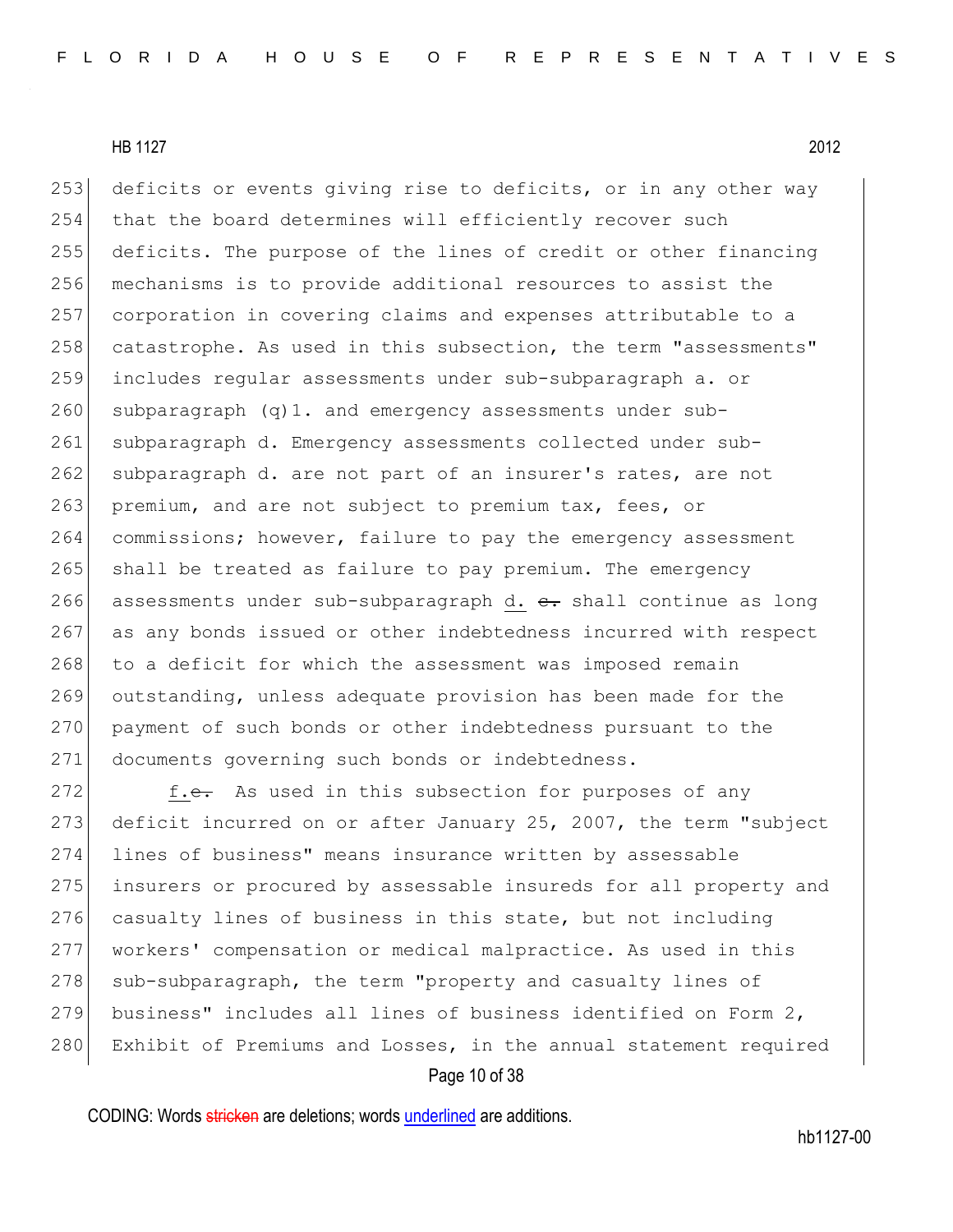deficits or events giving rise to deficits, or in any other way that the board determines will efficiently recover such deficits. The purpose of the lines of credit or other financing mechanisms is to provide additional resources to assist the corporation in covering claims and expenses attributable to a catastrophe. As used in this subsection, the term "assessments" includes regular assessments under sub-subparagraph a. or subparagraph (q)1. and emergency assessments under sub-subparagraph d. Emergency assessments collected under sub-subparagraph d. are not part of an insurer's rates, are not premium, and are not subject to premium tax, fees, or commissions; however, failure to pay the emergency assessment shall be treated as failure to pay premium. The emergency assessments under sub-subparagraph d. ~~e.~~ shall continue as long as any bonds issued or other indebtedness incurred with respect to a deficit for which the assessment was imposed remain outstanding, unless adequate provision has been made for the payment of such bonds or other indebtedness pursuant to the documents governing such bonds or indebtedness.

f.~~e.~~ As used in this subsection for purposes of any deficit incurred on or after January 25, 2007, the term "subject lines of business" means insurance written by assessable insurers or procured by assessable insureds for all property and casualty lines of business in this state, but not including workers' compensation or medical malpractice. As used in this sub-subparagraph, the term "property and casualty lines of business" includes all lines of business identified on Form 2, Exhibit of Premiums and Losses, in the annual statement required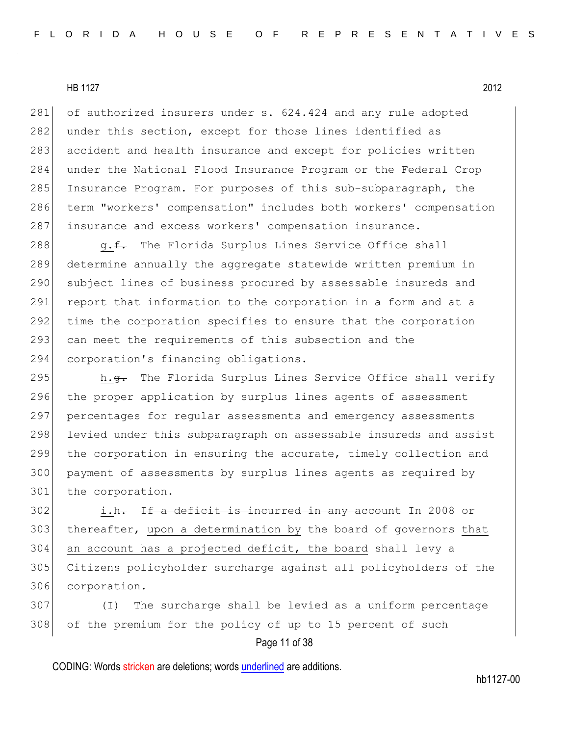of authorized insurers under s. 624.424 and any rule adopted under this section, except for those lines identified as accident and health insurance and except for policies written under the National Flood Insurance Program or the Federal Crop Insurance Program. For purposes of this sub-subparagraph, the term "workers' compensation" includes both workers' compensation insurance and excess workers' compensation insurance.

g.~~f.~~ The Florida Surplus Lines Service Office shall determine annually the aggregate statewide written premium in subject lines of business procured by assessable insureds and report that information to the corporation in a form and at a time the corporation specifies to ensure that the corporation can meet the requirements of this subsection and the corporation's financing obligations.

h.~~g.~~ The Florida Surplus Lines Service Office shall verify the proper application by surplus lines agents of assessment percentages for regular assessments and emergency assessments levied under this subparagraph on assessable insureds and assist the corporation in ensuring the accurate, timely collection and payment of assessments by surplus lines agents as required by the corporation.

i.~~h.~~ ~~If a deficit is incurred in any account~~ In 2008 or thereafter, upon a determination by the board of governors that an account has a projected deficit, the board shall levy a Citizens policyholder surcharge against all policyholders of the corporation.

(I) The surcharge shall be levied as a uniform percentage of the premium for the policy of up to 15 percent of such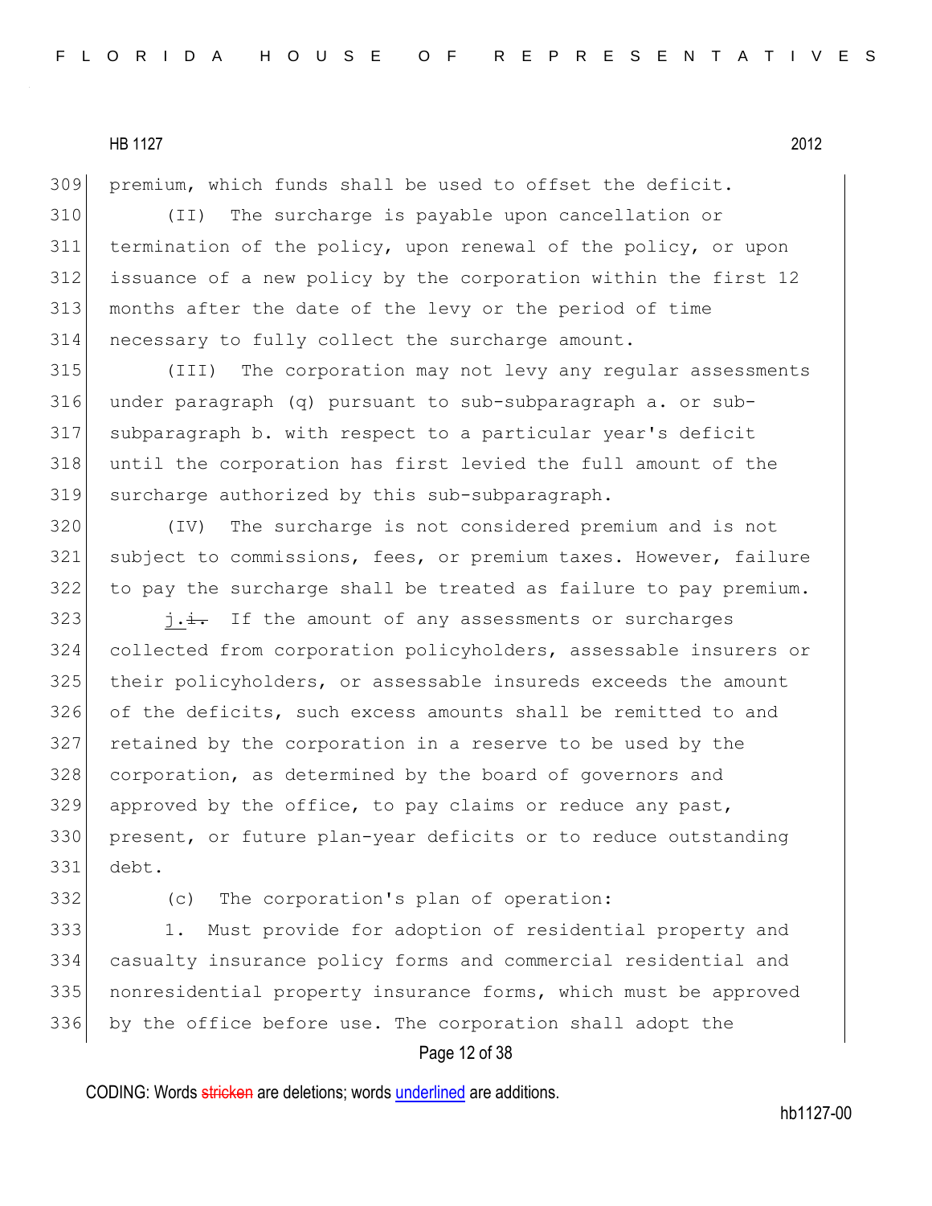309 premium, which funds shall be used to offset the deficit.

310 (II) The surcharge is payable upon cancellation or
311 termination of the policy, upon renewal of the policy, or upon
312 issuance of a new policy by the corporation within the first 12
313 months after the date of the levy or the period of time
314 necessary to fully collect the surcharge amount.

315 (III) The corporation may not levy any regular assessments
316 under paragraph (q) pursuant to sub-subparagraph a. or sub-
317 subparagraph b. with respect to a particular year's deficit
318 until the corporation has first levied the full amount of the
319 surcharge authorized by this sub-subparagraph.

320 (IV) The surcharge is not considered premium and is not
321 subject to commissions, fees, or premium taxes. However, failure
322 to pay the surcharge shall be treated as failure to pay premium.

323 <u>j.</u>~~i.~~ If the amount of any assessments or surcharges
324 collected from corporation policyholders, assessable insurers or
325 their policyholders, or assessable insureds exceeds the amount
326 of the deficits, such excess amounts shall be remitted to and
327 retained by the corporation in a reserve to be used by the
328 corporation, as determined by the board of governors and
329 approved by the office, to pay claims or reduce any past,
330 present, or future plan-year deficits or to reduce outstanding
331 debt.

332 (c) The corporation's plan of operation:

333 1. Must provide for adoption of residential property and
334 casualty insurance policy forms and commercial residential and
335 nonresidential property insurance forms, which must be approved
336 by the office before use. The corporation shall adopt the

CODING: Words ~~stricken~~ are deletions; words <u>underlined</u> are additions.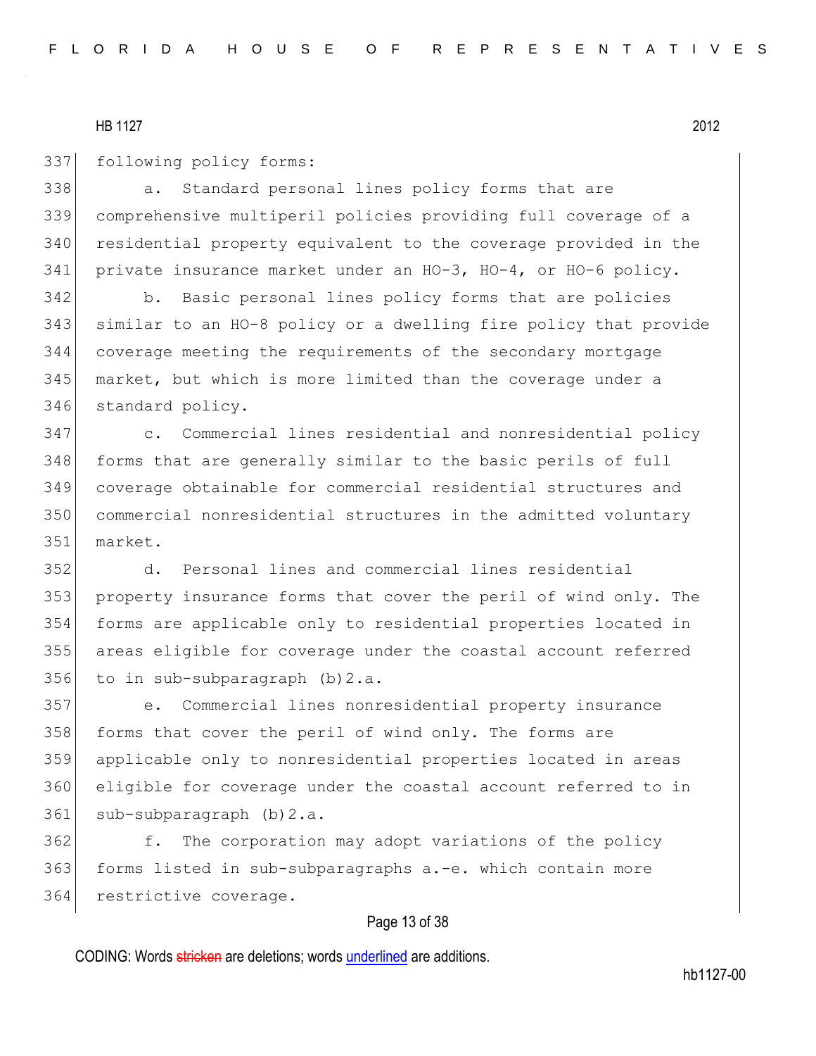following policy forms:

a. Standard personal lines policy forms that are comprehensive multiperil policies providing full coverage of a residential property equivalent to the coverage provided in the private insurance market under an HO-3, HO-4, or HO-6 policy.

b. Basic personal lines policy forms that are policies similar to an HO-8 policy or a dwelling fire policy that provide coverage meeting the requirements of the secondary mortgage market, but which is more limited than the coverage under a standard policy.

c. Commercial lines residential and nonresidential policy forms that are generally similar to the basic perils of full coverage obtainable for commercial residential structures and commercial nonresidential structures in the admitted voluntary market.

d. Personal lines and commercial lines residential property insurance forms that cover the peril of wind only. The forms are applicable only to residential properties located in areas eligible for coverage under the coastal account referred to in sub-subparagraph (b)2.a.

e. Commercial lines nonresidential property insurance forms that cover the peril of wind only. The forms are applicable only to nonresidential properties located in areas eligible for coverage under the coastal account referred to in sub-subparagraph (b)2.a.

f. The corporation may adopt variations of the policy forms listed in sub-subparagraphs a.-e. which contain more restrictive coverage.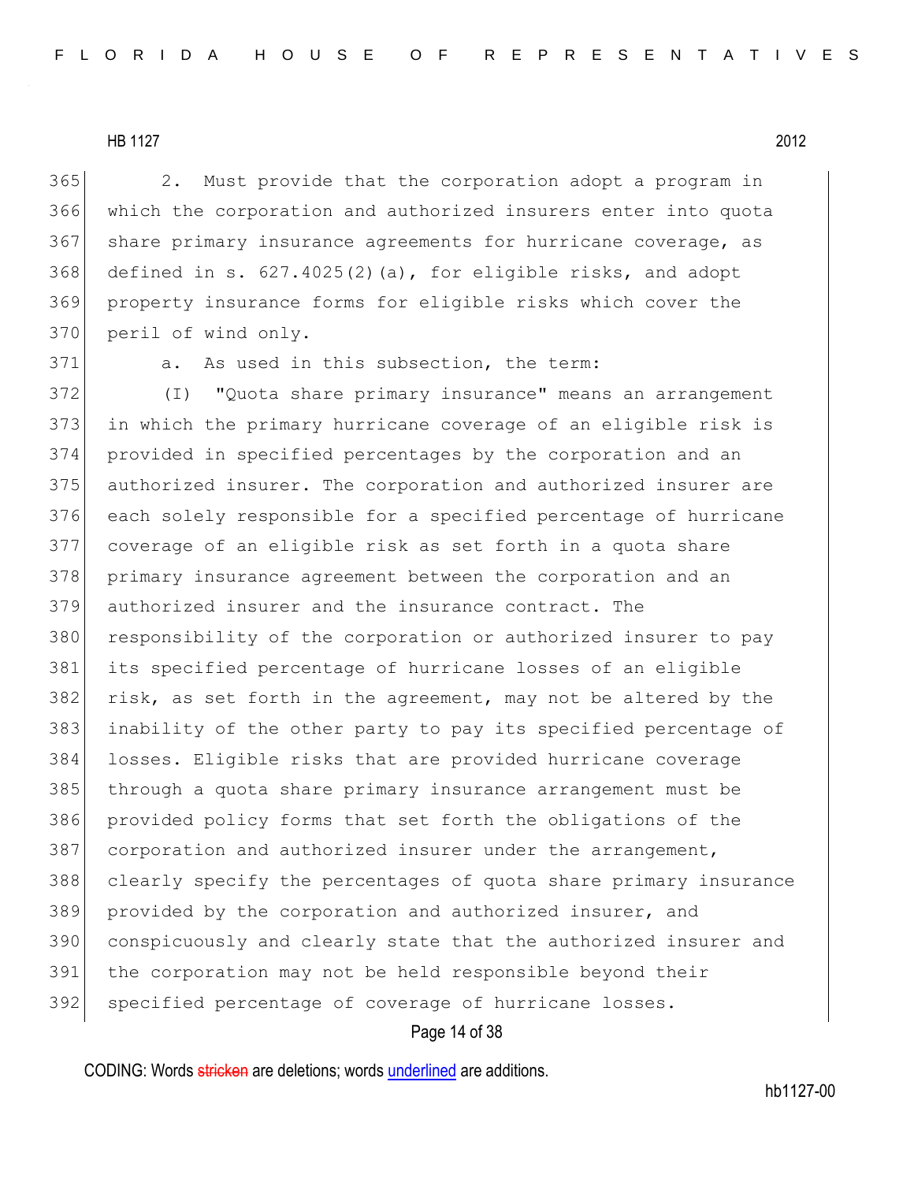2. Must provide that the corporation adopt a program in which the corporation and authorized insurers enter into quota share primary insurance agreements for hurricane coverage, as defined in s. 627.4025(2)(a), for eligible risks, and adopt property insurance forms for eligible risks which cover the peril of wind only.

a. As used in this subsection, the term:

(I) "Quota share primary insurance" means an arrangement in which the primary hurricane coverage of an eligible risk is provided in specified percentages by the corporation and an authorized insurer. The corporation and authorized insurer are each solely responsible for a specified percentage of hurricane coverage of an eligible risk as set forth in a quota share primary insurance agreement between the corporation and an authorized insurer and the insurance contract. The responsibility of the corporation or authorized insurer to pay its specified percentage of hurricane losses of an eligible risk, as set forth in the agreement, may not be altered by the inability of the other party to pay its specified percentage of losses. Eligible risks that are provided hurricane coverage through a quota share primary insurance arrangement must be provided policy forms that set forth the obligations of the corporation and authorized insurer under the arrangement, clearly specify the percentages of quota share primary insurance provided by the corporation and authorized insurer, and conspicuously and clearly state that the authorized insurer and the corporation may not be held responsible beyond their specified percentage of coverage of hurricane losses.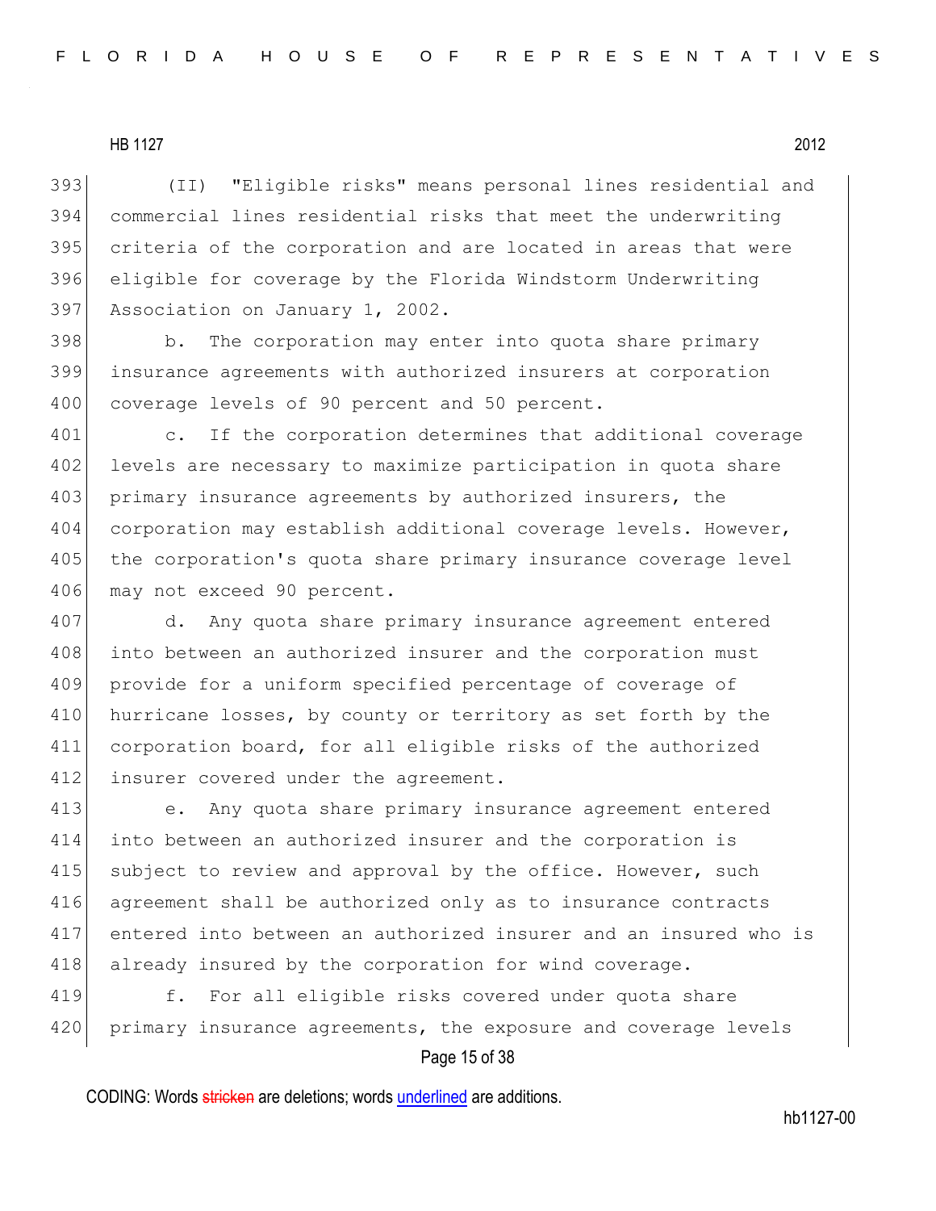(II) "Eligible risks" means personal lines residential and commercial lines residential risks that meet the underwriting criteria of the corporation and are located in areas that were eligible for coverage by the Florida Windstorm Underwriting Association on January 1, 2002.

b. The corporation may enter into quota share primary insurance agreements with authorized insurers at corporation coverage levels of 90 percent and 50 percent.

c. If the corporation determines that additional coverage levels are necessary to maximize participation in quota share primary insurance agreements by authorized insurers, the corporation may establish additional coverage levels. However, the corporation's quota share primary insurance coverage level may not exceed 90 percent.

d. Any quota share primary insurance agreement entered into between an authorized insurer and the corporation must provide for a uniform specified percentage of coverage of hurricane losses, by county or territory as set forth by the corporation board, for all eligible risks of the authorized insurer covered under the agreement.

e. Any quota share primary insurance agreement entered into between an authorized insurer and the corporation is subject to review and approval by the office. However, such agreement shall be authorized only as to insurance contracts entered into between an authorized insurer and an insured who is already insured by the corporation for wind coverage.

f. For all eligible risks covered under quota share primary insurance agreements, the exposure and coverage levels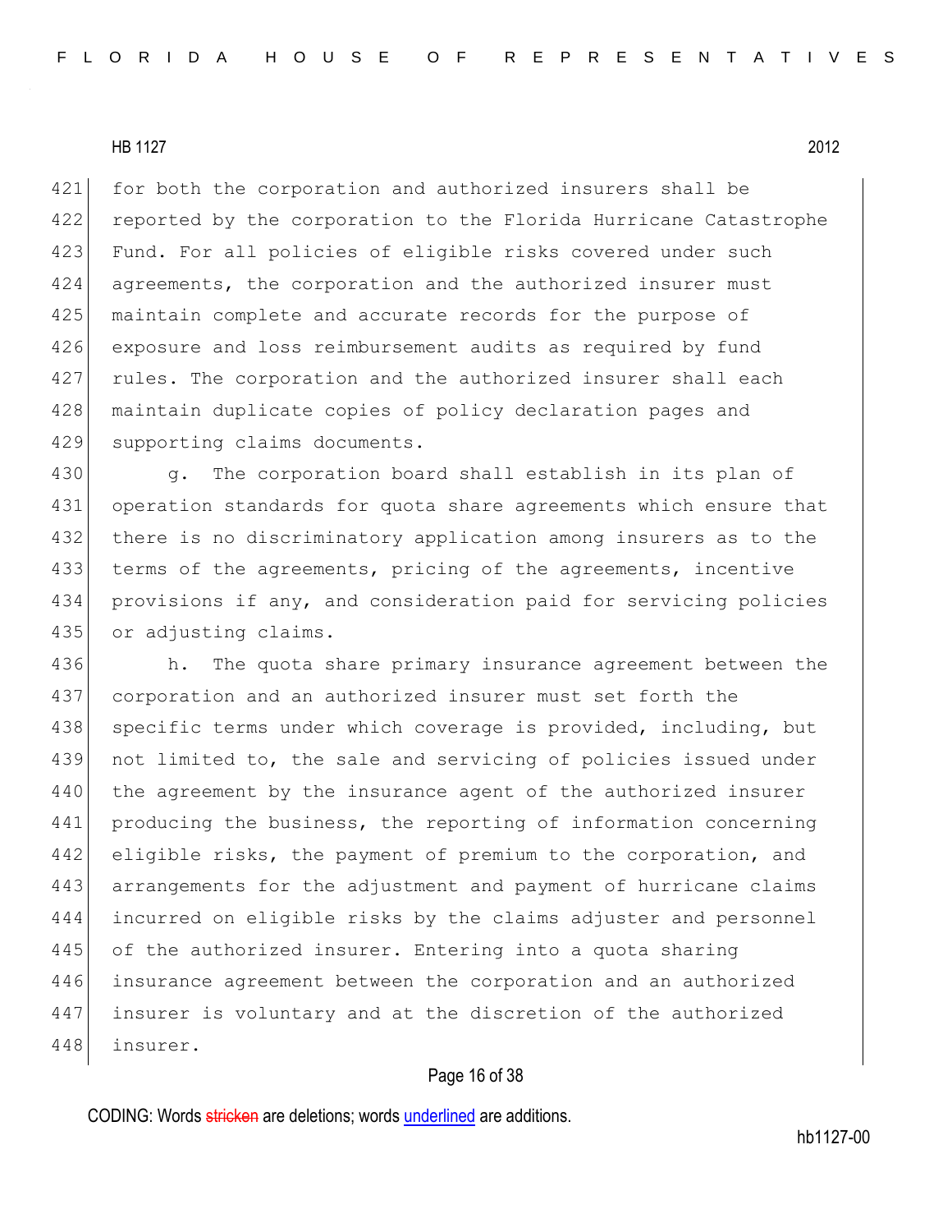for both the corporation and authorized insurers shall be reported by the corporation to the Florida Hurricane Catastrophe Fund. For all policies of eligible risks covered under such agreements, the corporation and the authorized insurer must maintain complete and accurate records for the purpose of exposure and loss reimbursement audits as required by fund rules. The corporation and the authorized insurer shall each maintain duplicate copies of policy declaration pages and supporting claims documents.

g. The corporation board shall establish in its plan of operation standards for quota share agreements which ensure that there is no discriminatory application among insurers as to the terms of the agreements, pricing of the agreements, incentive provisions if any, and consideration paid for servicing policies or adjusting claims.

h. The quota share primary insurance agreement between the corporation and an authorized insurer must set forth the specific terms under which coverage is provided, including, but not limited to, the sale and servicing of policies issued under the agreement by the insurance agent of the authorized insurer producing the business, the reporting of information concerning eligible risks, the payment of premium to the corporation, and arrangements for the adjustment and payment of hurricane claims incurred on eligible risks by the claims adjuster and personnel of the authorized insurer. Entering into a quota sharing insurance agreement between the corporation and an authorized insurer is voluntary and at the discretion of the authorized insurer.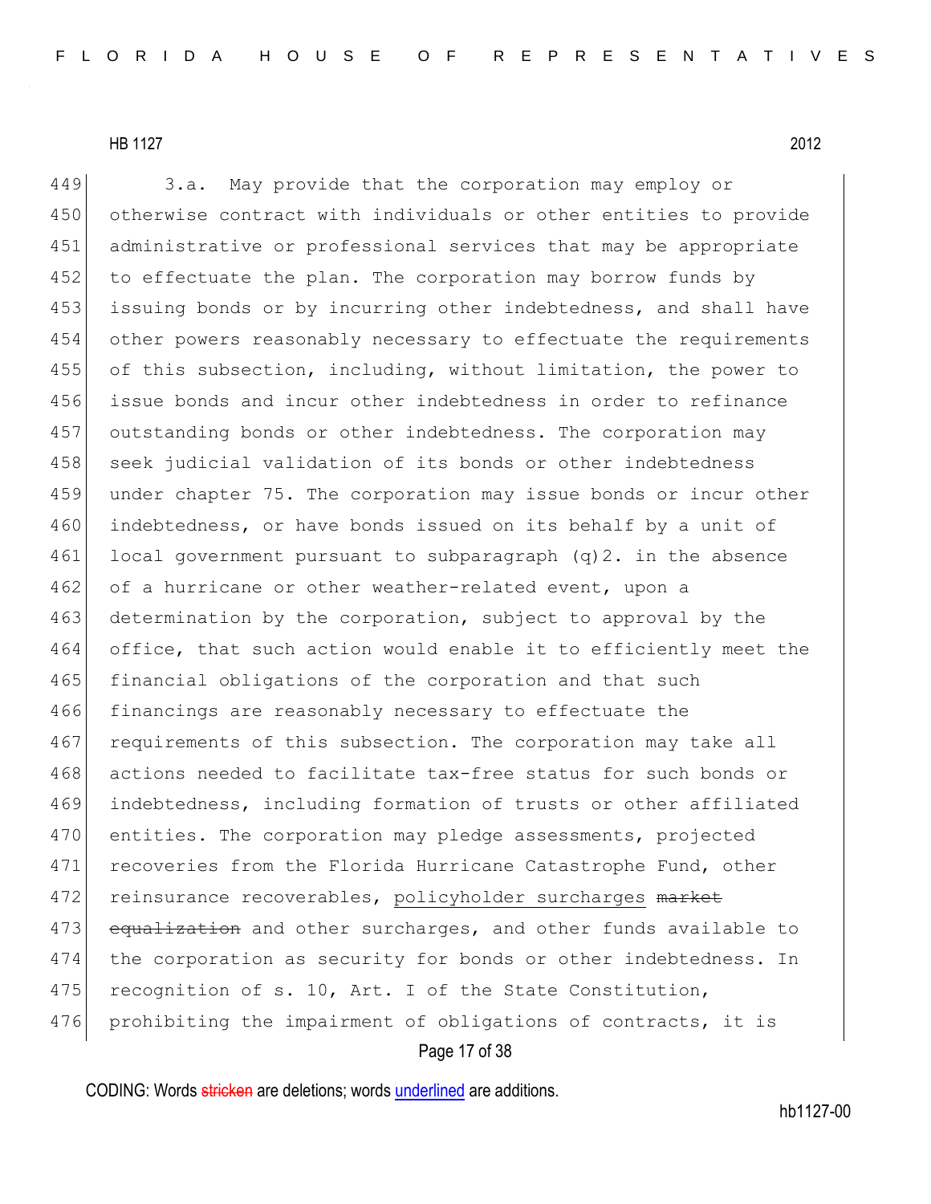3.a. May provide that the corporation may employ or otherwise contract with individuals or other entities to provide administrative or professional services that may be appropriate to effectuate the plan. The corporation may borrow funds by issuing bonds or by incurring other indebtedness, and shall have other powers reasonably necessary to effectuate the requirements of this subsection, including, without limitation, the power to issue bonds and incur other indebtedness in order to refinance outstanding bonds or other indebtedness. The corporation may seek judicial validation of its bonds or other indebtedness under chapter 75. The corporation may issue bonds or incur other indebtedness, or have bonds issued on its behalf by a unit of local government pursuant to subparagraph (q)2. in the absence of a hurricane or other weather-related event, upon a determination by the corporation, subject to approval by the office, that such action would enable it to efficiently meet the financial obligations of the corporation and that such financings are reasonably necessary to effectuate the requirements of this subsection. The corporation may take all actions needed to facilitate tax-free status for such bonds or indebtedness, including formation of trusts or other affiliated entities. The corporation may pledge assessments, projected recoveries from the Florida Hurricane Catastrophe Fund, other reinsurance recoverables, <u>policyholder surcharges</u> ~~market equalization~~ and other surcharges, and other funds available to the corporation as security for bonds or other indebtedness. In recognition of s. 10, Art. I of the State Constitution, prohibiting the impairment of obligations of contracts, it is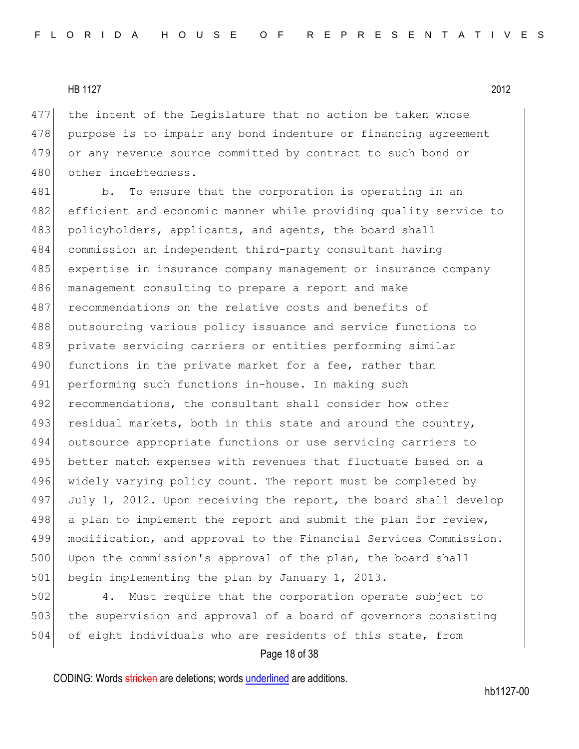the intent of the Legislature that no action be taken whose purpose is to impair any bond indenture or financing agreement or any revenue source committed by contract to such bond or other indebtedness.

b. To ensure that the corporation is operating in an efficient and economic manner while providing quality service to policyholders, applicants, and agents, the board shall commission an independent third-party consultant having expertise in insurance company management or insurance company management consulting to prepare a report and make recommendations on the relative costs and benefits of outsourcing various policy issuance and service functions to private servicing carriers or entities performing similar functions in the private market for a fee, rather than performing such functions in-house. In making such recommendations, the consultant shall consider how other residual markets, both in this state and around the country, outsource appropriate functions or use servicing carriers to better match expenses with revenues that fluctuate based on a widely varying policy count. The report must be completed by July 1, 2012. Upon receiving the report, the board shall develop a plan to implement the report and submit the plan for review, modification, and approval to the Financial Services Commission. Upon the commission's approval of the plan, the board shall begin implementing the plan by January 1, 2013.

4. Must require that the corporation operate subject to the supervision and approval of a board of governors consisting of eight individuals who are residents of this state, from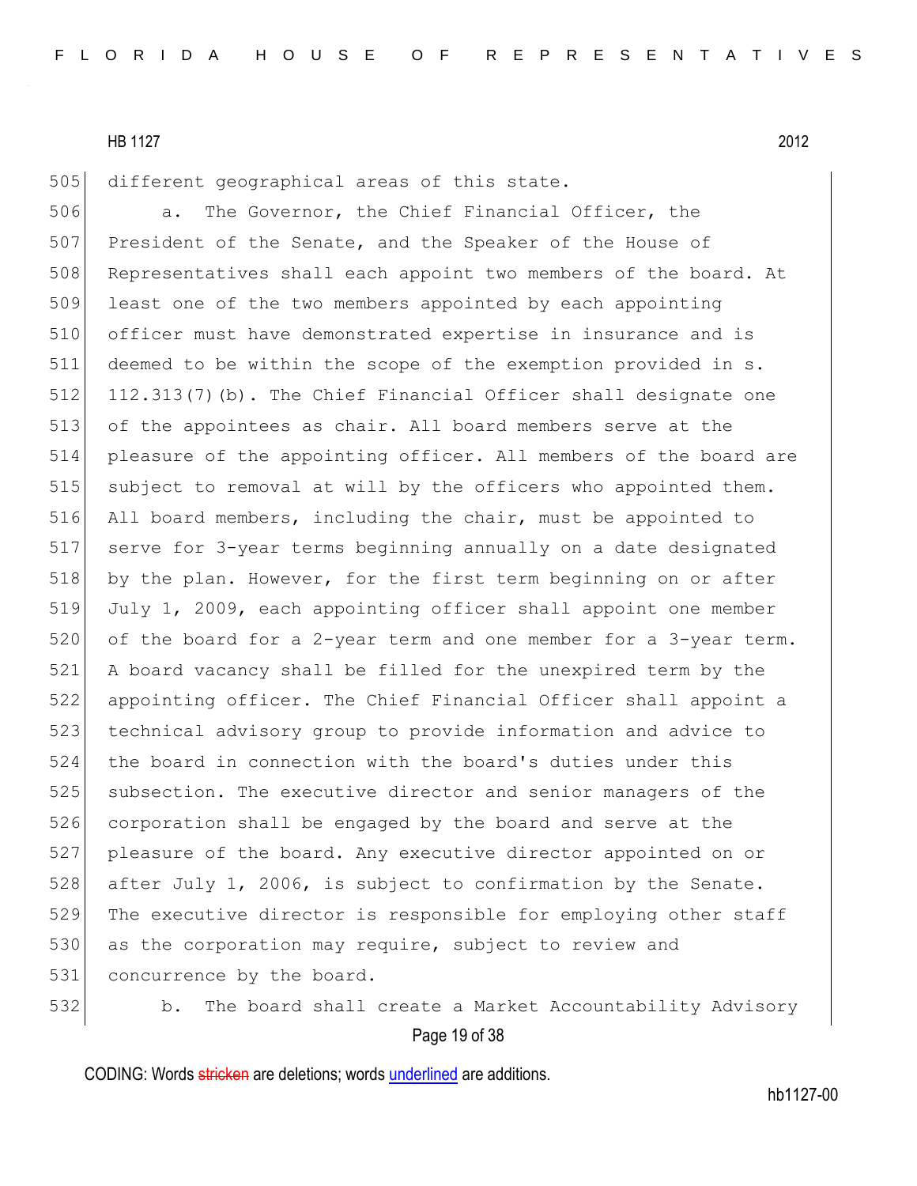different geographical areas of this state.

a. The Governor, the Chief Financial Officer, the President of the Senate, and the Speaker of the House of Representatives shall each appoint two members of the board. At least one of the two members appointed by each appointing officer must have demonstrated expertise in insurance and is deemed to be within the scope of the exemption provided in s. 112.313(7)(b). The Chief Financial Officer shall designate one of the appointees as chair. All board members serve at the pleasure of the appointing officer. All members of the board are subject to removal at will by the officers who appointed them. All board members, including the chair, must be appointed to serve for 3-year terms beginning annually on a date designated by the plan. However, for the first term beginning on or after July 1, 2009, each appointing officer shall appoint one member of the board for a 2-year term and one member for a 3-year term. A board vacancy shall be filled for the unexpired term by the appointing officer. The Chief Financial Officer shall appoint a technical advisory group to provide information and advice to the board in connection with the board's duties under this subsection. The executive director and senior managers of the corporation shall be engaged by the board and serve at the pleasure of the board. Any executive director appointed on or after July 1, 2006, is subject to confirmation by the Senate. The executive director is responsible for employing other staff as the corporation may require, subject to review and concurrence by the board.

b. The board shall create a Market Accountability Advisory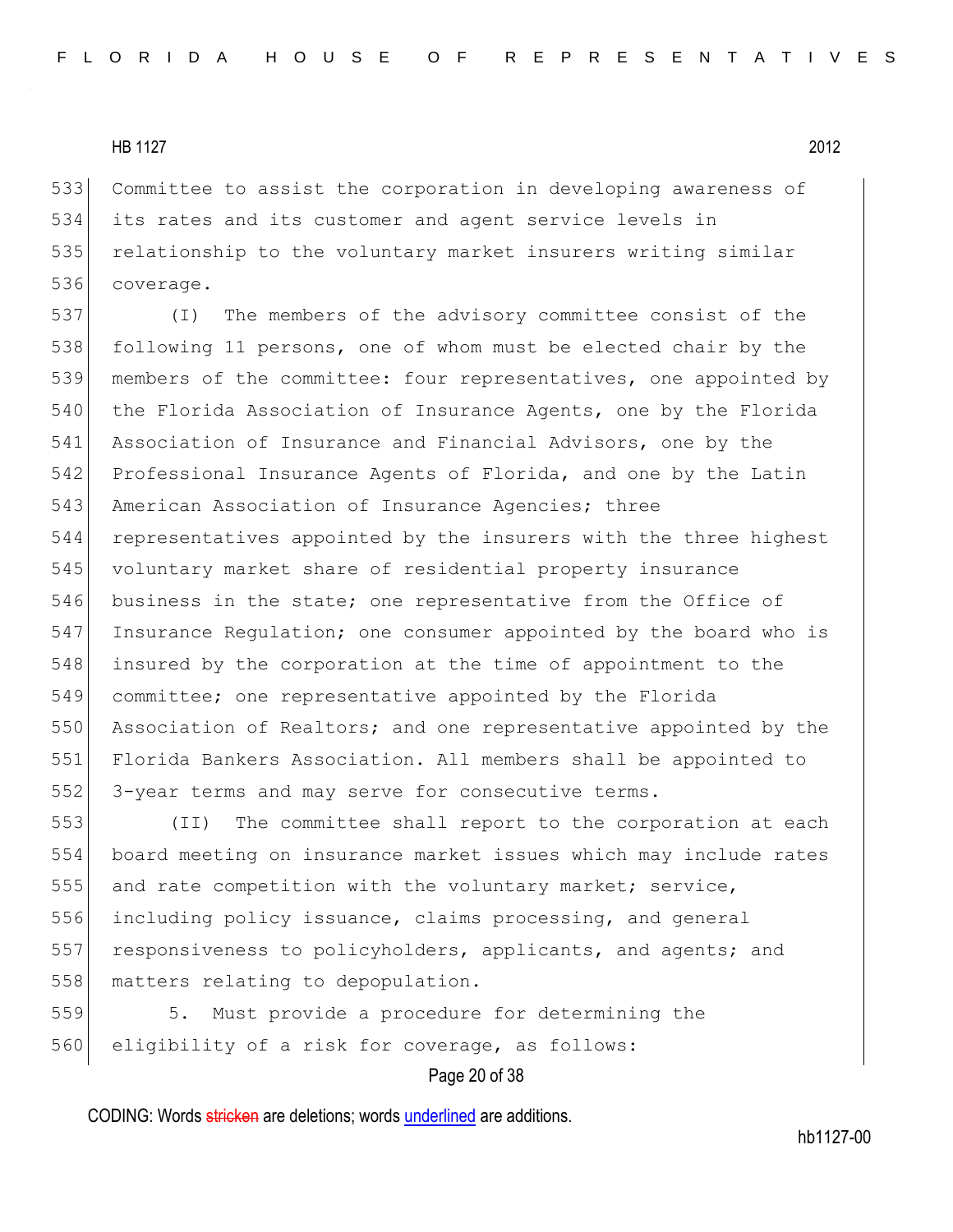Committee to assist the corporation in developing awareness of its rates and its customer and agent service levels in relationship to the voluntary market insurers writing similar coverage.

(I) The members of the advisory committee consist of the following 11 persons, one of whom must be elected chair by the members of the committee: four representatives, one appointed by the Florida Association of Insurance Agents, one by the Florida Association of Insurance and Financial Advisors, one by the Professional Insurance Agents of Florida, and one by the Latin American Association of Insurance Agencies; three representatives appointed by the insurers with the three highest voluntary market share of residential property insurance business in the state; one representative from the Office of Insurance Regulation; one consumer appointed by the board who is insured by the corporation at the time of appointment to the committee; one representative appointed by the Florida Association of Realtors; and one representative appointed by the Florida Bankers Association. All members shall be appointed to 3-year terms and may serve for consecutive terms.

(II) The committee shall report to the corporation at each board meeting on insurance market issues which may include rates and rate competition with the voluntary market; service, including policy issuance, claims processing, and general responsiveness to policyholders, applicants, and agents; and matters relating to depopulation.

5. Must provide a procedure for determining the eligibility of a risk for coverage, as follows: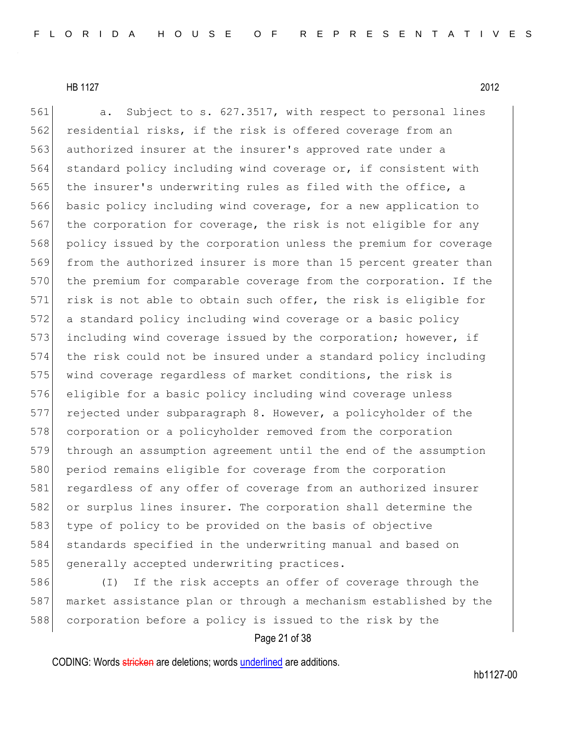a. Subject to s. 627.3517, with respect to personal lines residential risks, if the risk is offered coverage from an authorized insurer at the insurer's approved rate under a standard policy including wind coverage or, if consistent with the insurer's underwriting rules as filed with the office, a basic policy including wind coverage, for a new application to the corporation for coverage, the risk is not eligible for any policy issued by the corporation unless the premium for coverage from the authorized insurer is more than 15 percent greater than the premium for comparable coverage from the corporation. If the risk is not able to obtain such offer, the risk is eligible for a standard policy including wind coverage or a basic policy including wind coverage issued by the corporation; however, if the risk could not be insured under a standard policy including wind coverage regardless of market conditions, the risk is eligible for a basic policy including wind coverage unless rejected under subparagraph 8. However, a policyholder of the corporation or a policyholder removed from the corporation through an assumption agreement until the end of the assumption period remains eligible for coverage from the corporation regardless of any offer of coverage from an authorized insurer or surplus lines insurer. The corporation shall determine the type of policy to be provided on the basis of objective standards specified in the underwriting manual and based on generally accepted underwriting practices.

(I) If the risk accepts an offer of coverage through the market assistance plan or through a mechanism established by the corporation before a policy is issued to the risk by the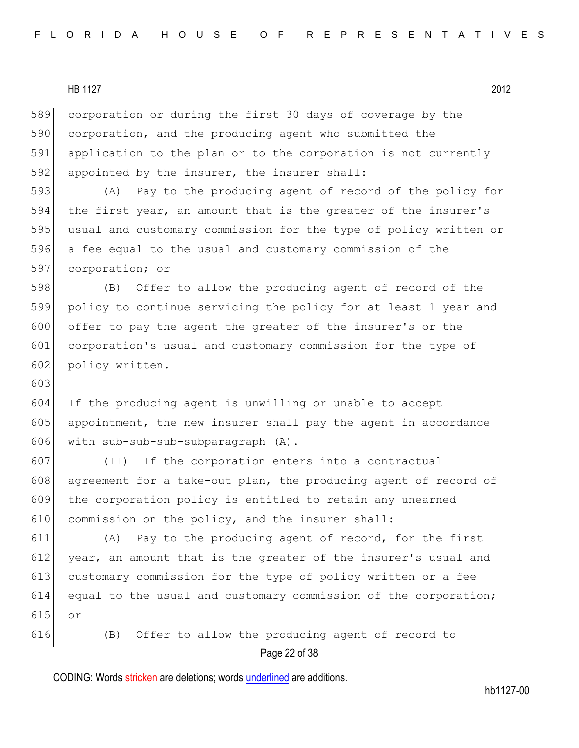corporation or during the first 30 days of coverage by the corporation, and the producing agent who submitted the application to the plan or to the corporation is not currently appointed by the insurer, the insurer shall:

(A) Pay to the producing agent of record of the policy for the first year, an amount that is the greater of the insurer's usual and customary commission for the type of policy written or a fee equal to the usual and customary commission of the corporation; or

(B) Offer to allow the producing agent of record of the policy to continue servicing the policy for at least 1 year and offer to pay the agent the greater of the insurer's or the corporation's usual and customary commission for the type of policy written.

If the producing agent is unwilling or unable to accept appointment, the new insurer shall pay the agent in accordance with sub-sub-sub-subparagraph (A).

(II) If the corporation enters into a contractual agreement for a take-out plan, the producing agent of record of the corporation policy is entitled to retain any unearned commission on the policy, and the insurer shall:

(A) Pay to the producing agent of record, for the first year, an amount that is the greater of the insurer's usual and customary commission for the type of policy written or a fee equal to the usual and customary commission of the corporation; or

(B) Offer to allow the producing agent of record to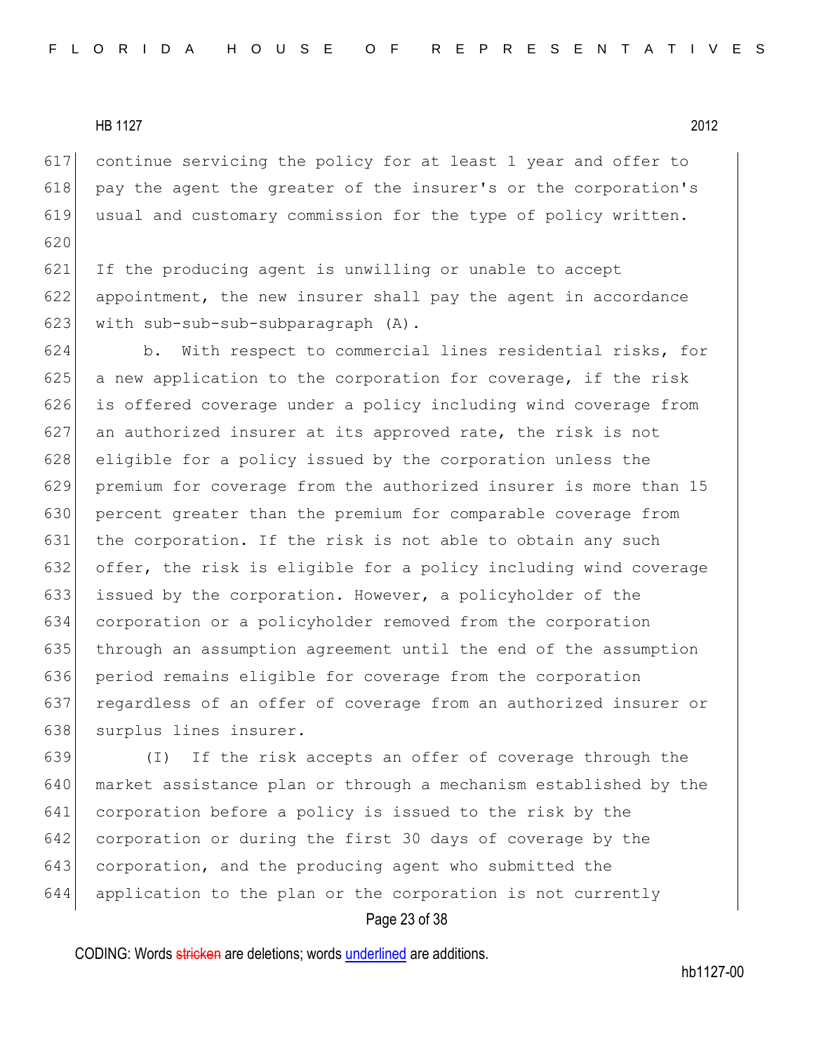continue servicing the policy for at least 1 year and offer to pay the agent the greater of the insurer's or the corporation's usual and customary commission for the type of policy written.

If the producing agent is unwilling or unable to accept appointment, the new insurer shall pay the agent in accordance with sub-sub-sub-subparagraph (A).

b. With respect to commercial lines residential risks, for a new application to the corporation for coverage, if the risk is offered coverage under a policy including wind coverage from an authorized insurer at its approved rate, the risk is not eligible for a policy issued by the corporation unless the premium for coverage from the authorized insurer is more than 15 percent greater than the premium for comparable coverage from the corporation. If the risk is not able to obtain any such offer, the risk is eligible for a policy including wind coverage issued by the corporation. However, a policyholder of the corporation or a policyholder removed from the corporation through an assumption agreement until the end of the assumption period remains eligible for coverage from the corporation regardless of an offer of coverage from an authorized insurer or surplus lines insurer.

(I) If the risk accepts an offer of coverage through the market assistance plan or through a mechanism established by the corporation before a policy is issued to the risk by the corporation or during the first 30 days of coverage by the corporation, and the producing agent who submitted the application to the plan or the corporation is not currently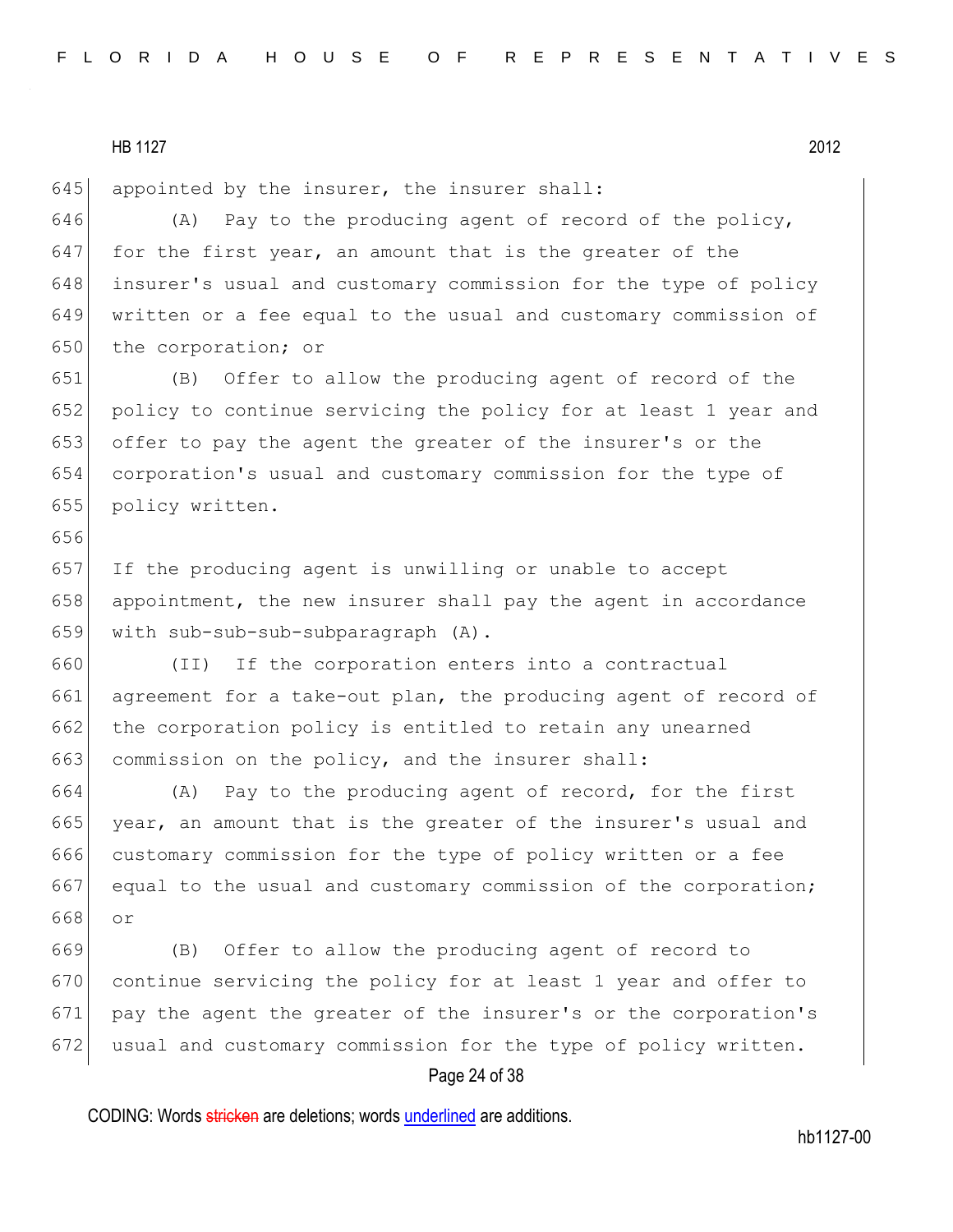appointed by the insurer, the insurer shall:

(A) Pay to the producing agent of record of the policy, for the first year, an amount that is the greater of the insurer's usual and customary commission for the type of policy written or a fee equal to the usual and customary commission of the corporation; or

(B) Offer to allow the producing agent of record of the policy to continue servicing the policy for at least 1 year and offer to pay the agent the greater of the insurer's or the corporation's usual and customary commission for the type of policy written.

If the producing agent is unwilling or unable to accept appointment, the new insurer shall pay the agent in accordance with sub-sub-sub-subparagraph (A).

(II) If the corporation enters into a contractual agreement for a take-out plan, the producing agent of record of the corporation policy is entitled to retain any unearned commission on the policy, and the insurer shall:

(A) Pay to the producing agent of record, for the first year, an amount that is the greater of the insurer's usual and customary commission for the type of policy written or a fee equal to the usual and customary commission of the corporation; or

(B) Offer to allow the producing agent of record to continue servicing the policy for at least 1 year and offer to pay the agent the greater of the insurer's or the corporation's usual and customary commission for the type of policy written.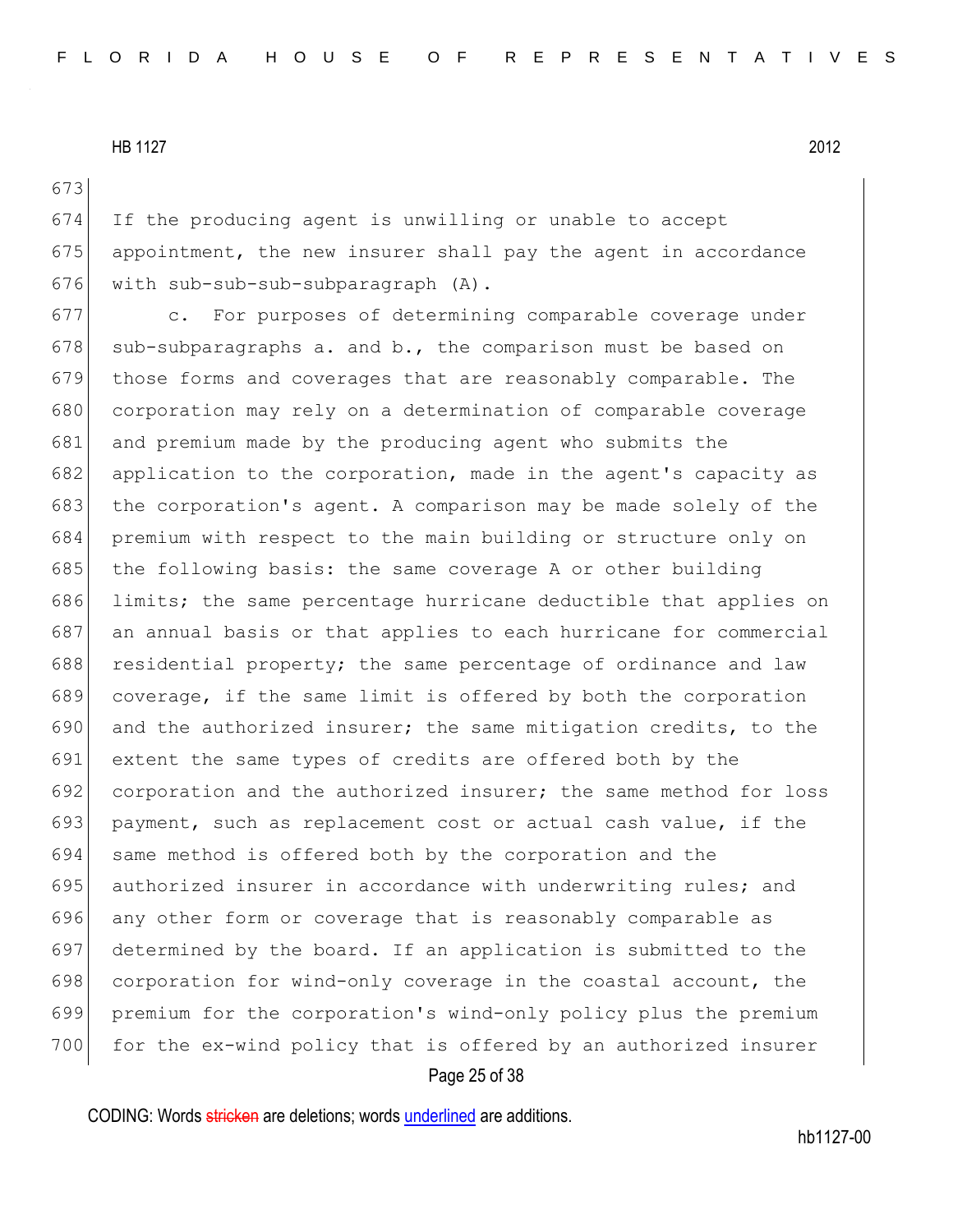If the producing agent is unwilling or unable to accept appointment, the new insurer shall pay the agent in accordance with sub-sub-sub-subparagraph (A).

c. For purposes of determining comparable coverage under sub-subparagraphs a. and b., the comparison must be based on those forms and coverages that are reasonably comparable. The corporation may rely on a determination of comparable coverage and premium made by the producing agent who submits the application to the corporation, made in the agent's capacity as the corporation's agent. A comparison may be made solely of the premium with respect to the main building or structure only on the following basis: the same coverage A or other building limits; the same percentage hurricane deductible that applies on an annual basis or that applies to each hurricane for commercial residential property; the same percentage of ordinance and law coverage, if the same limit is offered by both the corporation and the authorized insurer; the same mitigation credits, to the extent the same types of credits are offered both by the corporation and the authorized insurer; the same method for loss payment, such as replacement cost or actual cash value, if the same method is offered both by the corporation and the authorized insurer in accordance with underwriting rules; and any other form or coverage that is reasonably comparable as determined by the board. If an application is submitted to the corporation for wind-only coverage in the coastal account, the premium for the corporation's wind-only policy plus the premium for the ex-wind policy that is offered by an authorized insurer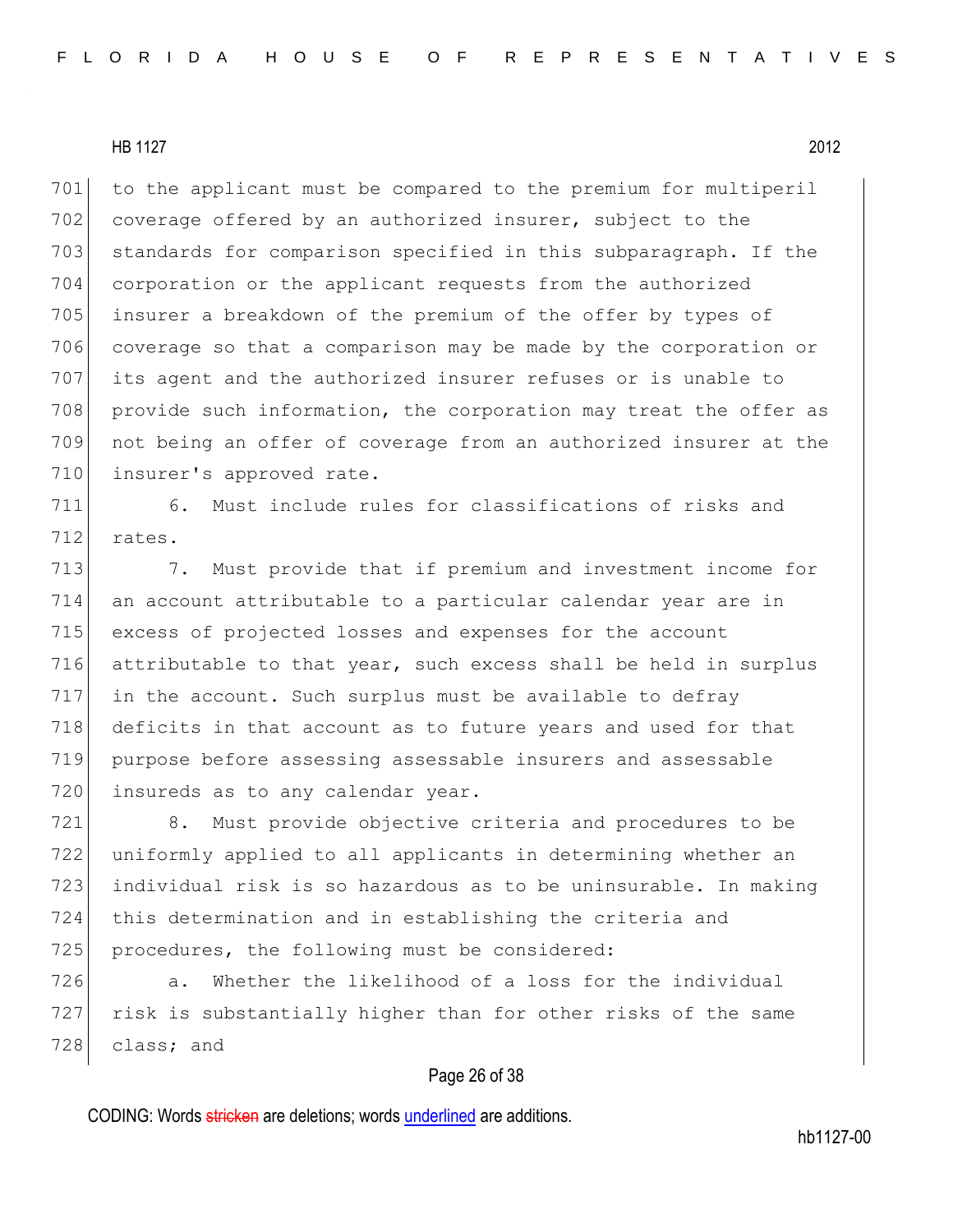to the applicant must be compared to the premium for multiperil coverage offered by an authorized insurer, subject to the standards for comparison specified in this subparagraph. If the corporation or the applicant requests from the authorized insurer a breakdown of the premium of the offer by types of coverage so that a comparison may be made by the corporation or its agent and the authorized insurer refuses or is unable to provide such information, the corporation may treat the offer as not being an offer of coverage from an authorized insurer at the insurer's approved rate.

6. Must include rules for classifications of risks and rates.

7. Must provide that if premium and investment income for an account attributable to a particular calendar year are in excess of projected losses and expenses for the account attributable to that year, such excess shall be held in surplus in the account. Such surplus must be available to defray deficits in that account as to future years and used for that purpose before assessing assessable insurers and assessable insureds as to any calendar year.

8. Must provide objective criteria and procedures to be uniformly applied to all applicants in determining whether an individual risk is so hazardous as to be uninsurable. In making this determination and in establishing the criteria and procedures, the following must be considered:

a. Whether the likelihood of a loss for the individual risk is substantially higher than for other risks of the same class; and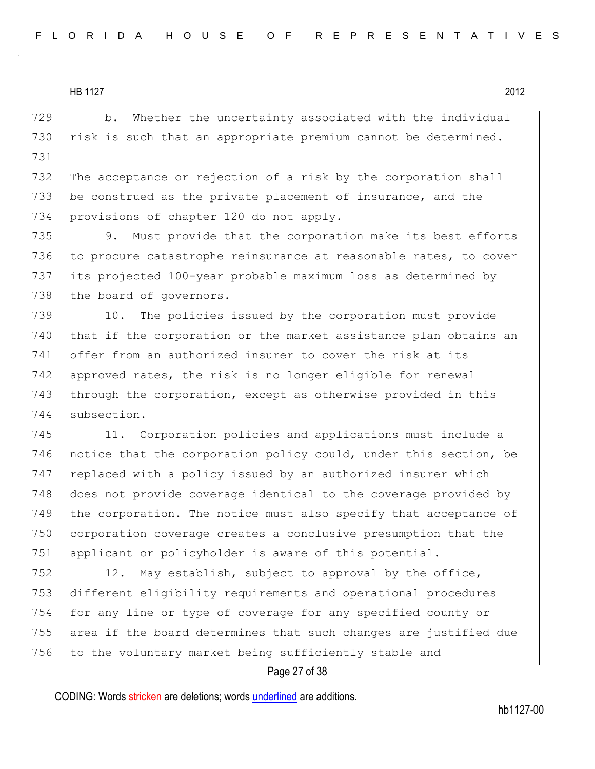b. Whether the uncertainty associated with the individual risk is such that an appropriate premium cannot be determined.

The acceptance or rejection of a risk by the corporation shall be construed as the private placement of insurance, and the provisions of chapter 120 do not apply.

9. Must provide that the corporation make its best efforts to procure catastrophe reinsurance at reasonable rates, to cover its projected 100-year probable maximum loss as determined by the board of governors.

10. The policies issued by the corporation must provide that if the corporation or the market assistance plan obtains an offer from an authorized insurer to cover the risk at its approved rates, the risk is no longer eligible for renewal through the corporation, except as otherwise provided in this subsection.

11. Corporation policies and applications must include a notice that the corporation policy could, under this section, be replaced with a policy issued by an authorized insurer which does not provide coverage identical to the coverage provided by the corporation. The notice must also specify that acceptance of corporation coverage creates a conclusive presumption that the applicant or policyholder is aware of this potential.

12. May establish, subject to approval by the office, different eligibility requirements and operational procedures for any line or type of coverage for any specified county or area if the board determines that such changes are justified due to the voluntary market being sufficiently stable and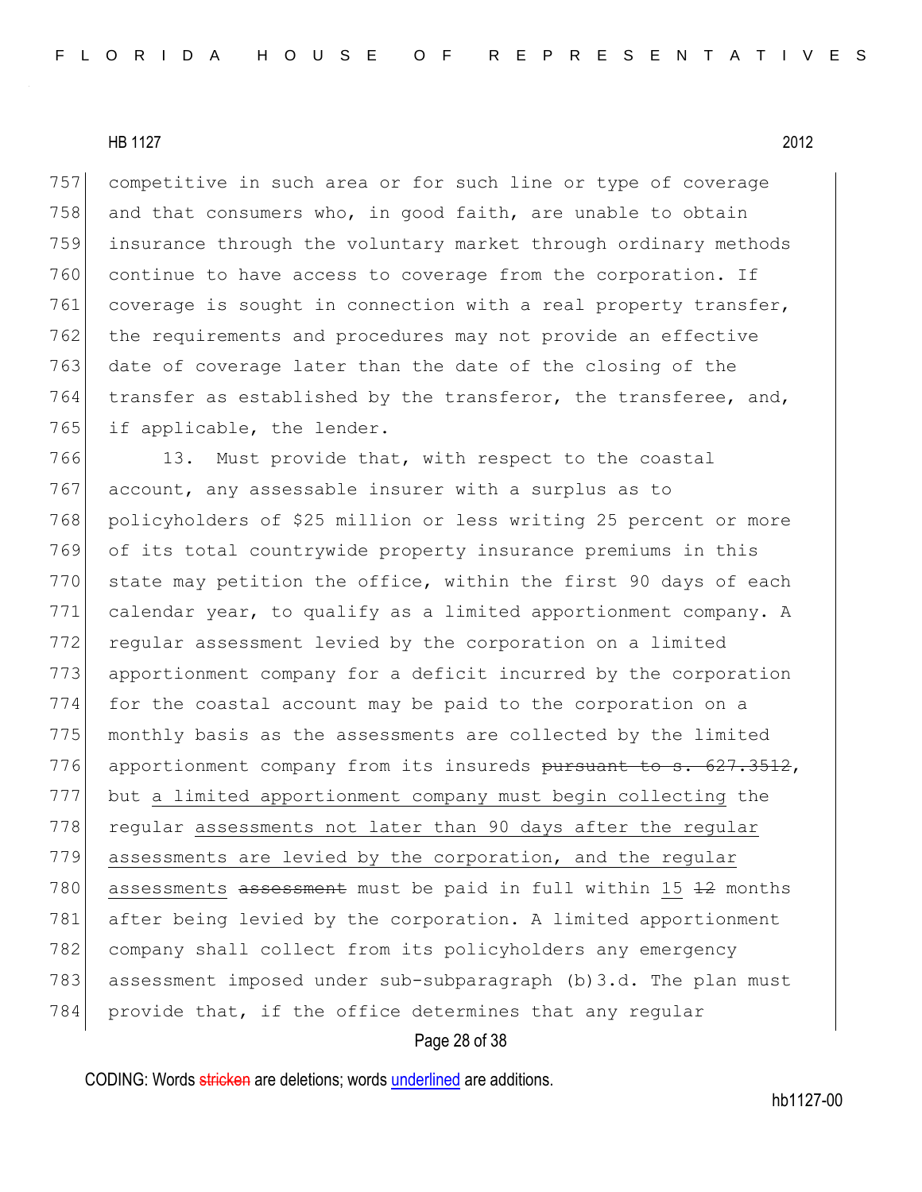competitive in such area or for such line or type of coverage and that consumers who, in good faith, are unable to obtain insurance through the voluntary market through ordinary methods continue to have access to coverage from the corporation. If coverage is sought in connection with a real property transfer, the requirements and procedures may not provide an effective date of coverage later than the date of the closing of the transfer as established by the transferor, the transferee, and, if applicable, the lender.

13. Must provide that, with respect to the coastal account, any assessable insurer with a surplus as to policyholders of $25 million or less writing 25 percent or more of its total countrywide property insurance premiums in this state may petition the office, within the first 90 days of each calendar year, to qualify as a limited apportionment company. A regular assessment levied by the corporation on a limited apportionment company for a deficit incurred by the corporation for the coastal account may be paid to the corporation on a monthly basis as the assessments are collected by the limited apportionment company from its insureds ~~pursuant to s. 627.3512~~, but a limited apportionment company must begin collecting the regular assessments not later than 90 days after the regular assessments are levied by the corporation, and the regular assessments ~~assessment~~ must be paid in full within 15 ~~12~~ months after being levied by the corporation. A limited apportionment company shall collect from its policyholders any emergency assessment imposed under sub-subparagraph (b)3.d. The plan must provide that, if the office determines that any regular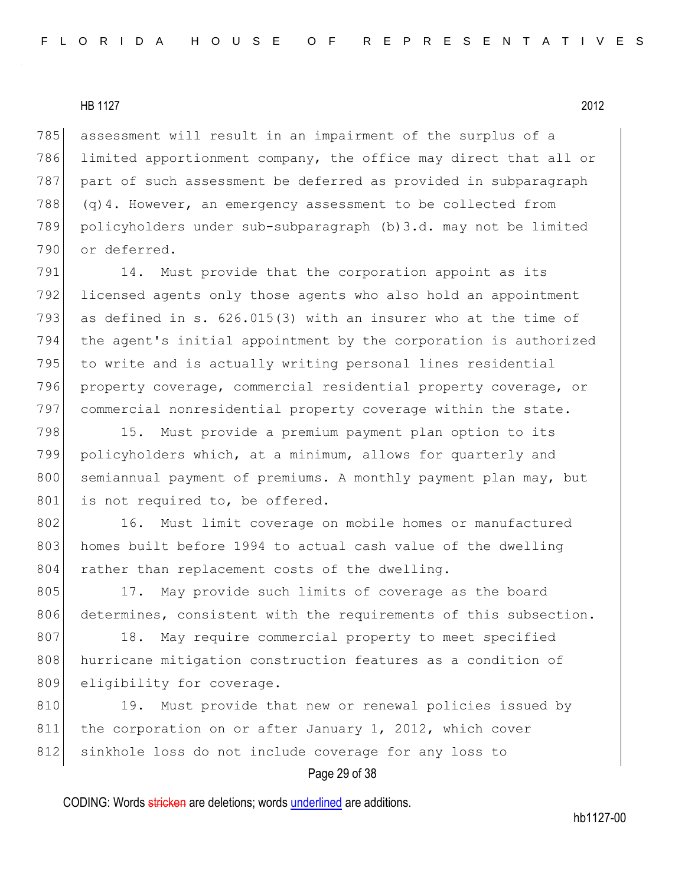assessment will result in an impairment of the surplus of a limited apportionment company, the office may direct that all or part of such assessment be deferred as provided in subparagraph (q)4. However, an emergency assessment to be collected from policyholders under sub-subparagraph (b)3.d. may not be limited or deferred.

14. Must provide that the corporation appoint as its licensed agents only those agents who also hold an appointment as defined in s. 626.015(3) with an insurer who at the time of the agent's initial appointment by the corporation is authorized to write and is actually writing personal lines residential property coverage, commercial residential property coverage, or commercial nonresidential property coverage within the state.

15. Must provide a premium payment plan option to its policyholders which, at a minimum, allows for quarterly and semiannual payment of premiums. A monthly payment plan may, but is not required to, be offered.

16. Must limit coverage on mobile homes or manufactured homes built before 1994 to actual cash value of the dwelling rather than replacement costs of the dwelling.

17. May provide such limits of coverage as the board determines, consistent with the requirements of this subsection.

18. May require commercial property to meet specified hurricane mitigation construction features as a condition of eligibility for coverage.

19. Must provide that new or renewal policies issued by the corporation on or after January 1, 2012, which cover sinkhole loss do not include coverage for any loss to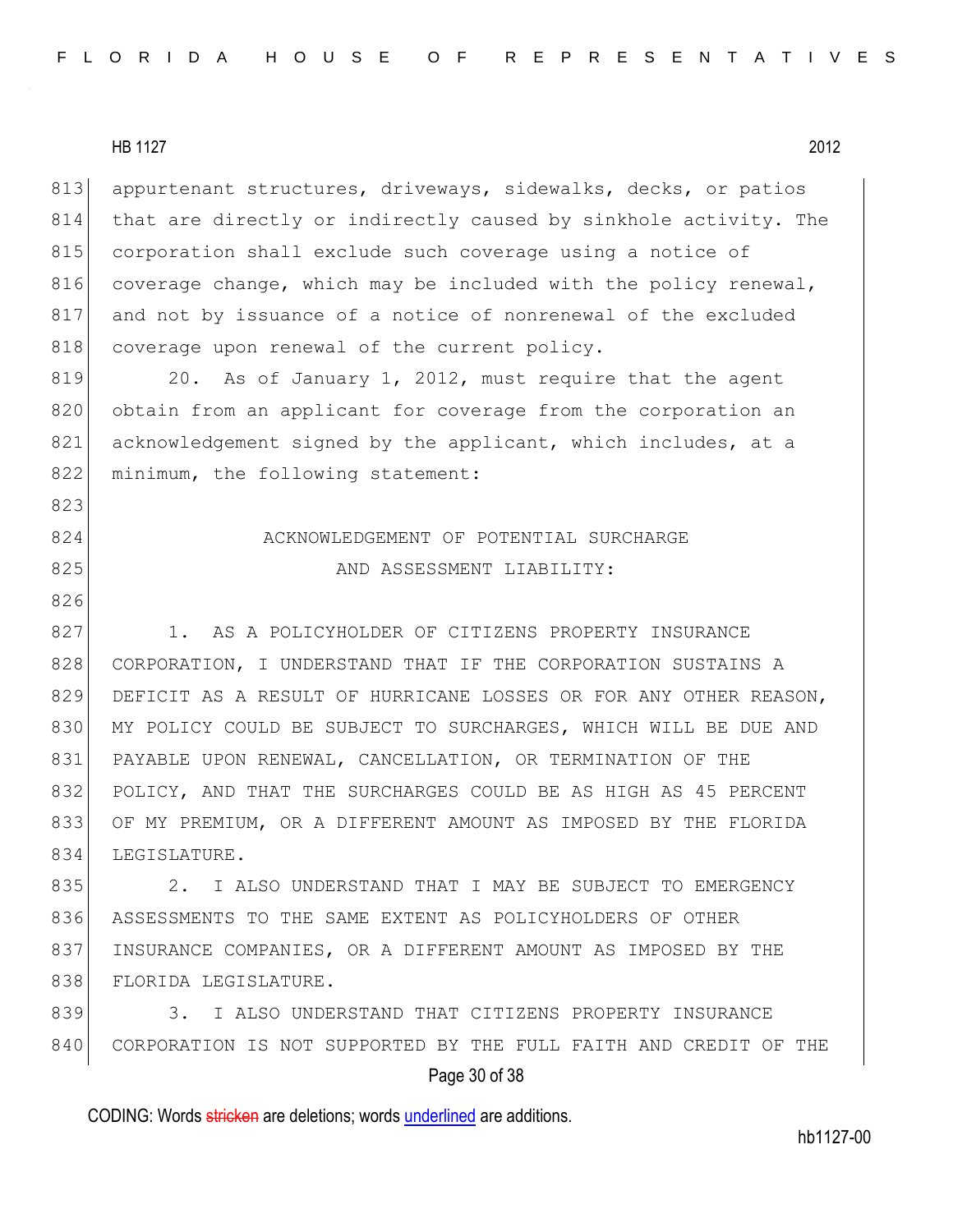appurtenant structures, driveways, sidewalks, decks, or patios that are directly or indirectly caused by sinkhole activity. The corporation shall exclude such coverage using a notice of coverage change, which may be included with the policy renewal, and not by issuance of a notice of nonrenewal of the excluded coverage upon renewal of the current policy.

20. As of January 1, 2012, must require that the agent obtain from an applicant for coverage from the corporation an acknowledgement signed by the applicant, which includes, at a minimum, the following statement:

ACKNOWLEDGEMENT OF POTENTIAL SURCHARGE AND ASSESSMENT LIABILITY:

1. AS A POLICYHOLDER OF CITIZENS PROPERTY INSURANCE CORPORATION, I UNDERSTAND THAT IF THE CORPORATION SUSTAINS A DEFICIT AS A RESULT OF HURRICANE LOSSES OR FOR ANY OTHER REASON, MY POLICY COULD BE SUBJECT TO SURCHARGES, WHICH WILL BE DUE AND PAYABLE UPON RENEWAL, CANCELLATION, OR TERMINATION OF THE POLICY, AND THAT THE SURCHARGES COULD BE AS HIGH AS 45 PERCENT OF MY PREMIUM, OR A DIFFERENT AMOUNT AS IMPOSED BY THE FLORIDA LEGISLATURE.

2. I ALSO UNDERSTAND THAT I MAY BE SUBJECT TO EMERGENCY ASSESSMENTS TO THE SAME EXTENT AS POLICYHOLDERS OF OTHER INSURANCE COMPANIES, OR A DIFFERENT AMOUNT AS IMPOSED BY THE FLORIDA LEGISLATURE.

3. I ALSO UNDERSTAND THAT CITIZENS PROPERTY INSURANCE CORPORATION IS NOT SUPPORTED BY THE FULL FAITH AND CREDIT OF THE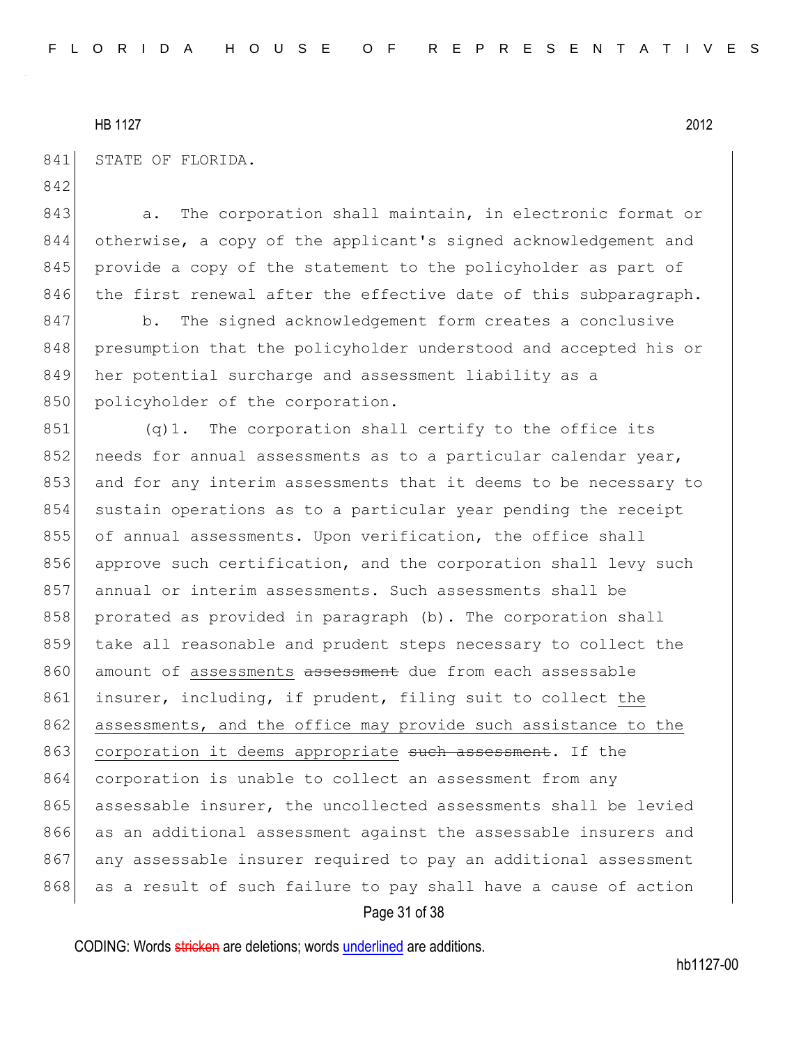STATE OF FLORIDA.

a. The corporation shall maintain, in electronic format or otherwise, a copy of the applicant's signed acknowledgement and provide a copy of the statement to the policyholder as part of the first renewal after the effective date of this subparagraph.

b. The signed acknowledgement form creates a conclusive presumption that the policyholder understood and accepted his or her potential surcharge and assessment liability as a policyholder of the corporation.

(q)1. The corporation shall certify to the office its needs for annual assessments as to a particular calendar year, and for any interim assessments that it deems to be necessary to sustain operations as to a particular year pending the receipt of annual assessments. Upon verification, the office shall approve such certification, and the corporation shall levy such annual or interim assessments. Such assessments shall be prorated as provided in paragraph (b). The corporation shall take all reasonable and prudent steps necessary to collect the amount of <u>assessments</u> ~~assessment~~ due from each assessable insurer, including, if prudent, filing suit to collect <u>the assessments, and the office may provide such assistance to the corporation it deems appropriate</u> ~~such assessment~~. If the corporation is unable to collect an assessment from any assessable insurer, the uncollected assessments shall be levied as an additional assessment against the assessable insurers and any assessable insurer required to pay an additional assessment as a result of such failure to pay shall have a cause of action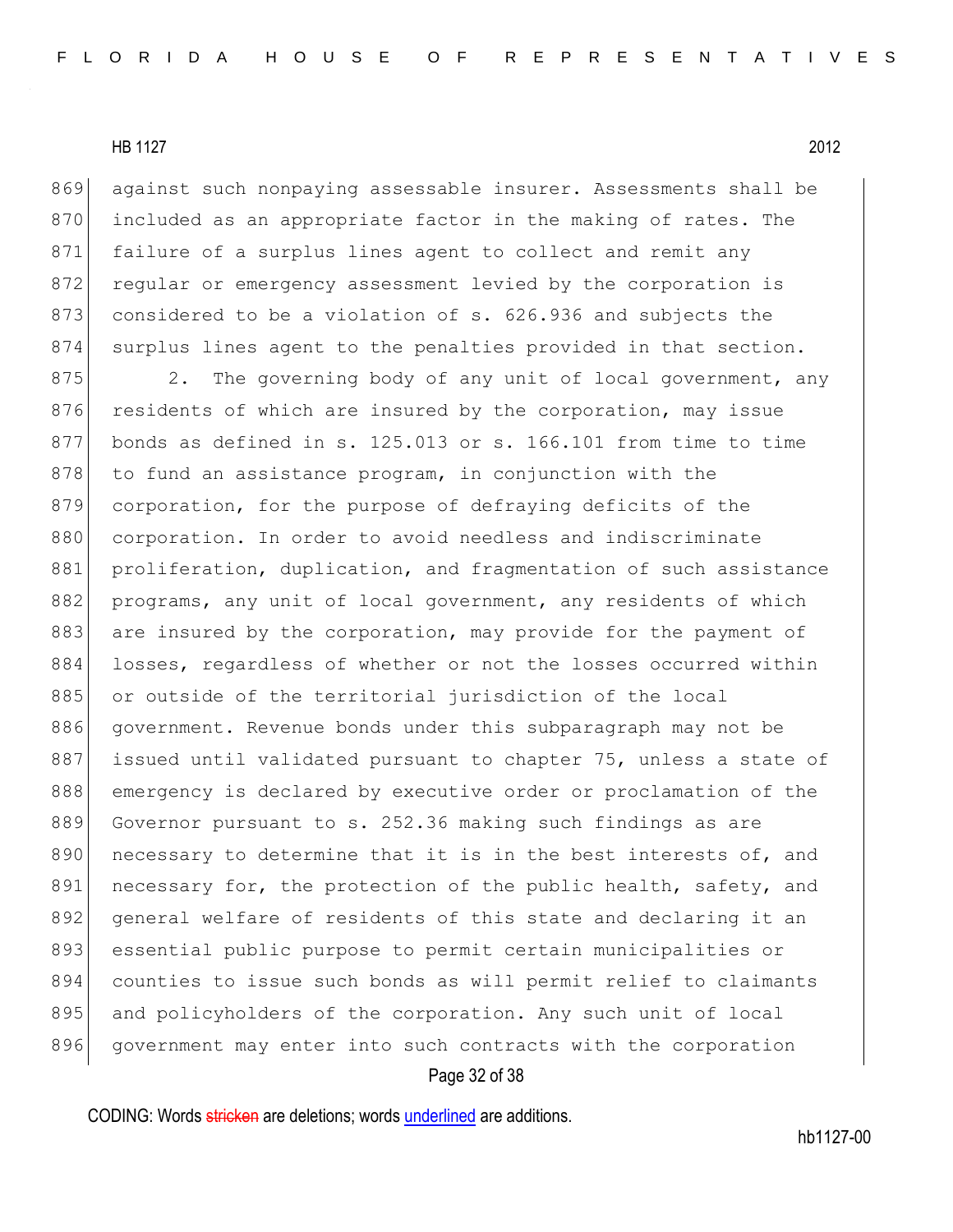against such nonpaying assessable insurer. Assessments shall be included as an appropriate factor in the making of rates. The failure of a surplus lines agent to collect and remit any regular or emergency assessment levied by the corporation is considered to be a violation of s. 626.936 and subjects the surplus lines agent to the penalties provided in that section.

2. The governing body of any unit of local government, any residents of which are insured by the corporation, may issue bonds as defined in s. 125.013 or s. 166.101 from time to time to fund an assistance program, in conjunction with the corporation, for the purpose of defraying deficits of the corporation. In order to avoid needless and indiscriminate proliferation, duplication, and fragmentation of such assistance programs, any unit of local government, any residents of which are insured by the corporation, may provide for the payment of losses, regardless of whether or not the losses occurred within or outside of the territorial jurisdiction of the local government. Revenue bonds under this subparagraph may not be issued until validated pursuant to chapter 75, unless a state of emergency is declared by executive order or proclamation of the Governor pursuant to s. 252.36 making such findings as are necessary to determine that it is in the best interests of, and necessary for, the protection of the public health, safety, and general welfare of residents of this state and declaring it an essential public purpose to permit certain municipalities or counties to issue such bonds as will permit relief to claimants and policyholders of the corporation. Any such unit of local government may enter into such contracts with the corporation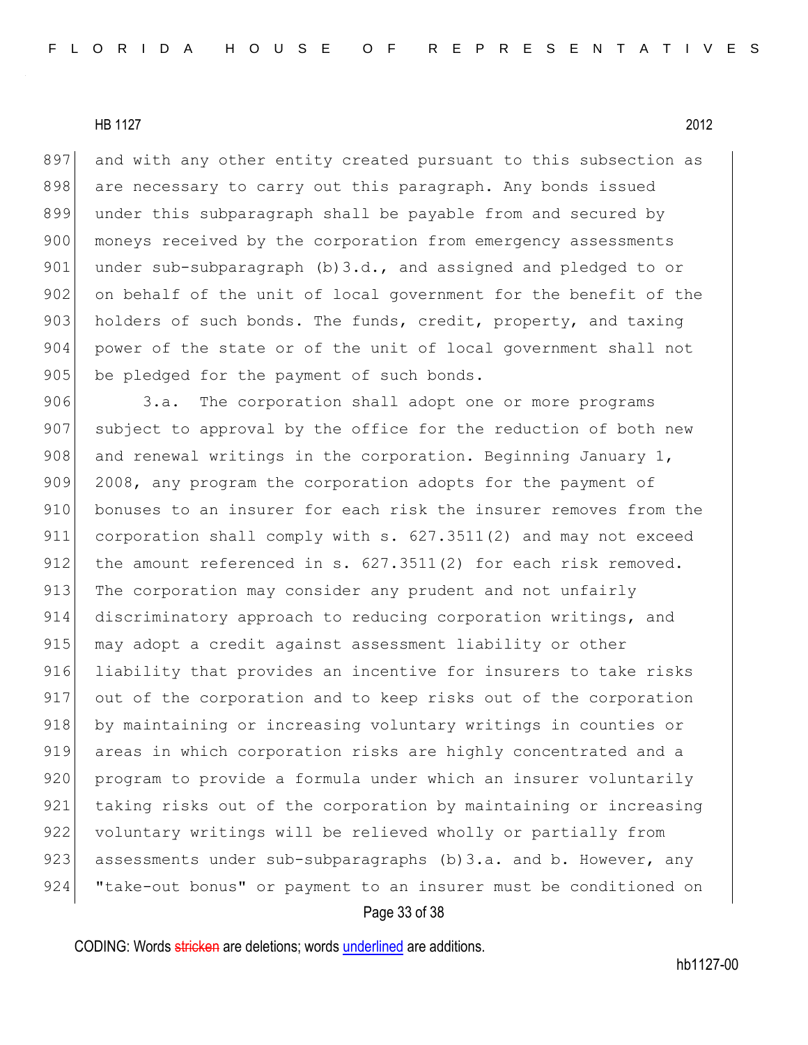and with any other entity created pursuant to this subsection as are necessary to carry out this paragraph. Any bonds issued under this subparagraph shall be payable from and secured by moneys received by the corporation from emergency assessments under sub-subparagraph (b)3.d., and assigned and pledged to or on behalf of the unit of local government for the benefit of the holders of such bonds. The funds, credit, property, and taxing power of the state or of the unit of local government shall not be pledged for the payment of such bonds.

3.a. The corporation shall adopt one or more programs subject to approval by the office for the reduction of both new and renewal writings in the corporation. Beginning January 1, 2008, any program the corporation adopts for the payment of bonuses to an insurer for each risk the insurer removes from the corporation shall comply with s. 627.3511(2) and may not exceed the amount referenced in s. 627.3511(2) for each risk removed. The corporation may consider any prudent and not unfairly discriminatory approach to reducing corporation writings, and may adopt a credit against assessment liability or other liability that provides an incentive for insurers to take risks out of the corporation and to keep risks out of the corporation by maintaining or increasing voluntary writings in counties or areas in which corporation risks are highly concentrated and a program to provide a formula under which an insurer voluntarily taking risks out of the corporation by maintaining or increasing voluntary writings will be relieved wholly or partially from assessments under sub-subparagraphs (b)3.a. and b. However, any "take-out bonus" or payment to an insurer must be conditioned on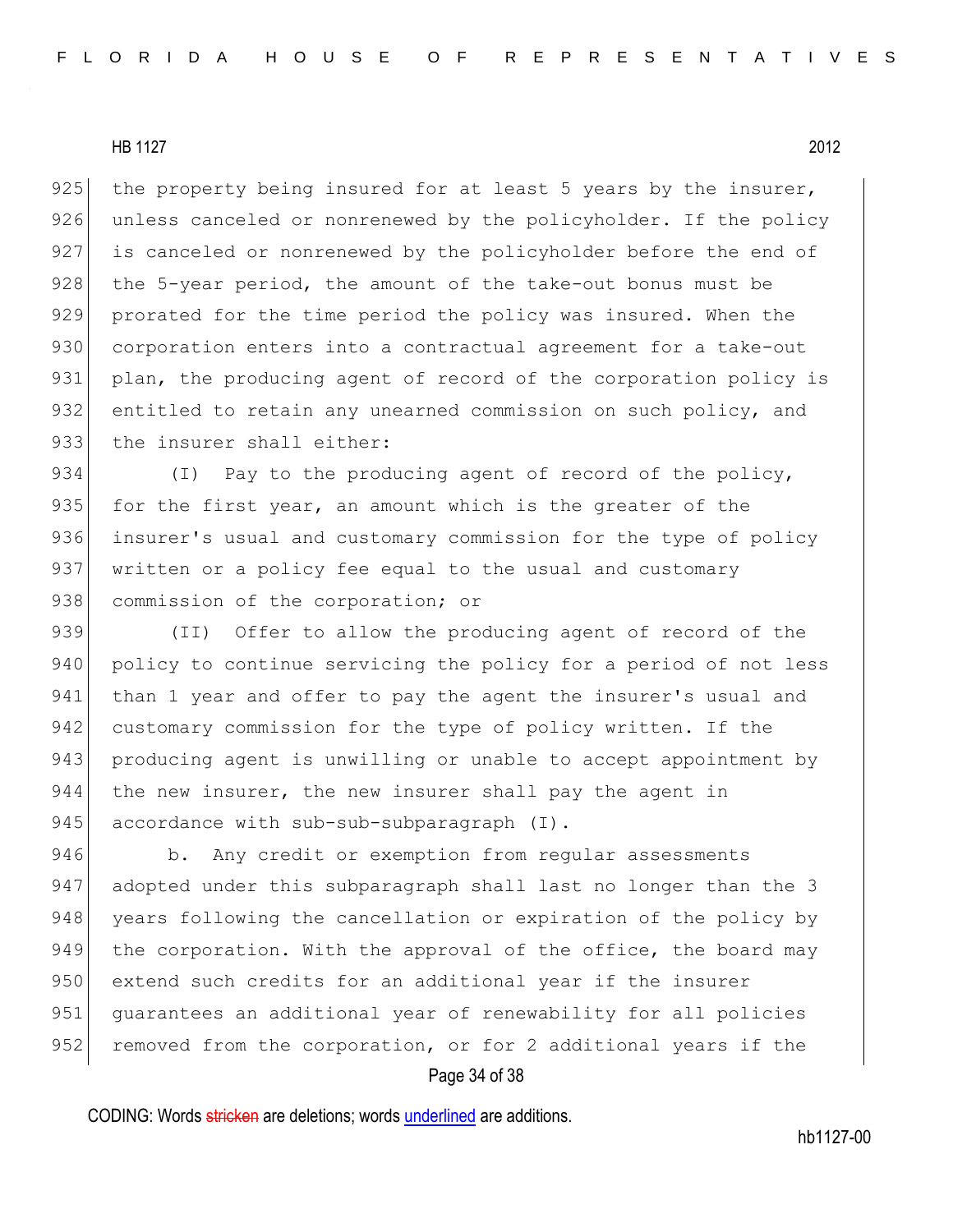the property being insured for at least 5 years by the insurer, unless canceled or nonrenewed by the policyholder. If the policy is canceled or nonrenewed by the policyholder before the end of the 5-year period, the amount of the take-out bonus must be prorated for the time period the policy was insured. When the corporation enters into a contractual agreement for a take-out plan, the producing agent of record of the corporation policy is entitled to retain any unearned commission on such policy, and the insurer shall either:

(I) Pay to the producing agent of record of the policy, for the first year, an amount which is the greater of the insurer's usual and customary commission for the type of policy written or a policy fee equal to the usual and customary commission of the corporation; or

(II) Offer to allow the producing agent of record of the policy to continue servicing the policy for a period of not less than 1 year and offer to pay the agent the insurer's usual and customary commission for the type of policy written. If the producing agent is unwilling or unable to accept appointment by the new insurer, the new insurer shall pay the agent in accordance with sub-sub-subparagraph (I).

b. Any credit or exemption from regular assessments adopted under this subparagraph shall last no longer than the 3 years following the cancellation or expiration of the policy by the corporation. With the approval of the office, the board may extend such credits for an additional year if the insurer guarantees an additional year of renewability for all policies removed from the corporation, or for 2 additional years if the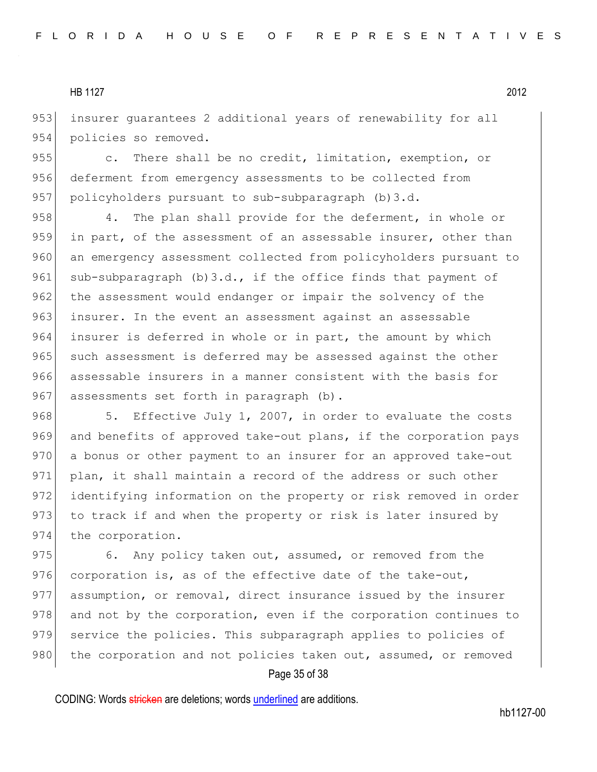insurer guarantees 2 additional years of renewability for all policies so removed.

c. There shall be no credit, limitation, exemption, or deferment from emergency assessments to be collected from policyholders pursuant to sub-subparagraph (b)3.d.

4. The plan shall provide for the deferment, in whole or in part, of the assessment of an assessable insurer, other than an emergency assessment collected from policyholders pursuant to sub-subparagraph (b)3.d., if the office finds that payment of the assessment would endanger or impair the solvency of the insurer. In the event an assessment against an assessable insurer is deferred in whole or in part, the amount by which such assessment is deferred may be assessed against the other assessable insurers in a manner consistent with the basis for assessments set forth in paragraph (b).

5. Effective July 1, 2007, in order to evaluate the costs and benefits of approved take-out plans, if the corporation pays a bonus or other payment to an insurer for an approved take-out plan, it shall maintain a record of the address or such other identifying information on the property or risk removed in order to track if and when the property or risk is later insured by the corporation.

6. Any policy taken out, assumed, or removed from the corporation is, as of the effective date of the take-out, assumption, or removal, direct insurance issued by the insurer and not by the corporation, even if the corporation continues to service the policies. This subparagraph applies to policies of the corporation and not policies taken out, assumed, or removed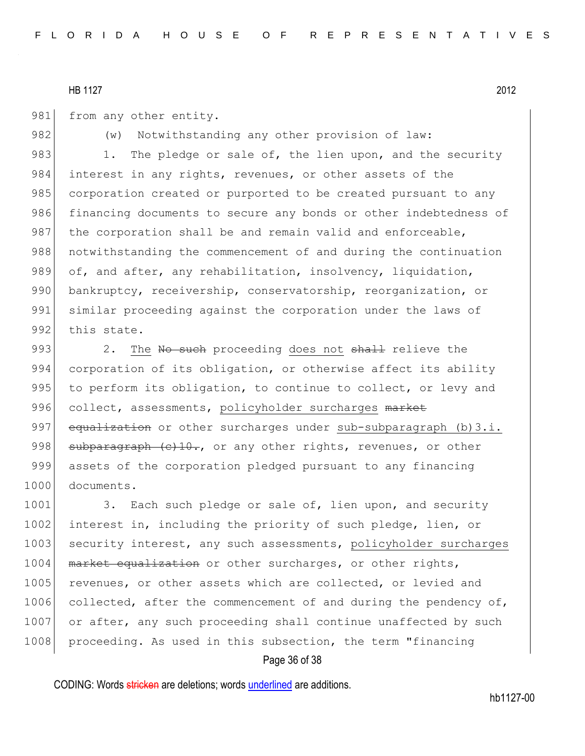from any other entity.

(w) Notwithstanding any other provision of law:

1. The pledge or sale of, the lien upon, and the security interest in any rights, revenues, or other assets of the corporation created or purported to be created pursuant to any financing documents to secure any bonds or other indebtedness of the corporation shall be and remain valid and enforceable, notwithstanding the commencement of and during the continuation of, and after, any rehabilitation, insolvency, liquidation, bankruptcy, receivership, conservatorship, reorganization, or similar proceeding against the corporation under the laws of this state.

2. <u>The</u> ~~No such~~ proceeding <u>does not</u> ~~shall~~ relieve the corporation of its obligation, or otherwise affect its ability to perform its obligation, to continue to collect, or levy and collect, assessments, <u>policyholder surcharges</u> ~~market equalization~~ or other surcharges under <u>sub-subparagraph (b)3.i.</u> ~~subparagraph (c)10.~~, or any other rights, revenues, or other assets of the corporation pledged pursuant to any financing documents.

3. Each such pledge or sale of, lien upon, and security interest in, including the priority of such pledge, lien, or security interest, any such assessments, <u>policyholder surcharges</u> ~~market equalization~~ or other surcharges, or other rights, revenues, or other assets which are collected, or levied and collected, after the commencement of and during the pendency of, or after, any such proceeding shall continue unaffected by such proceeding. As used in this subsection, the term "financing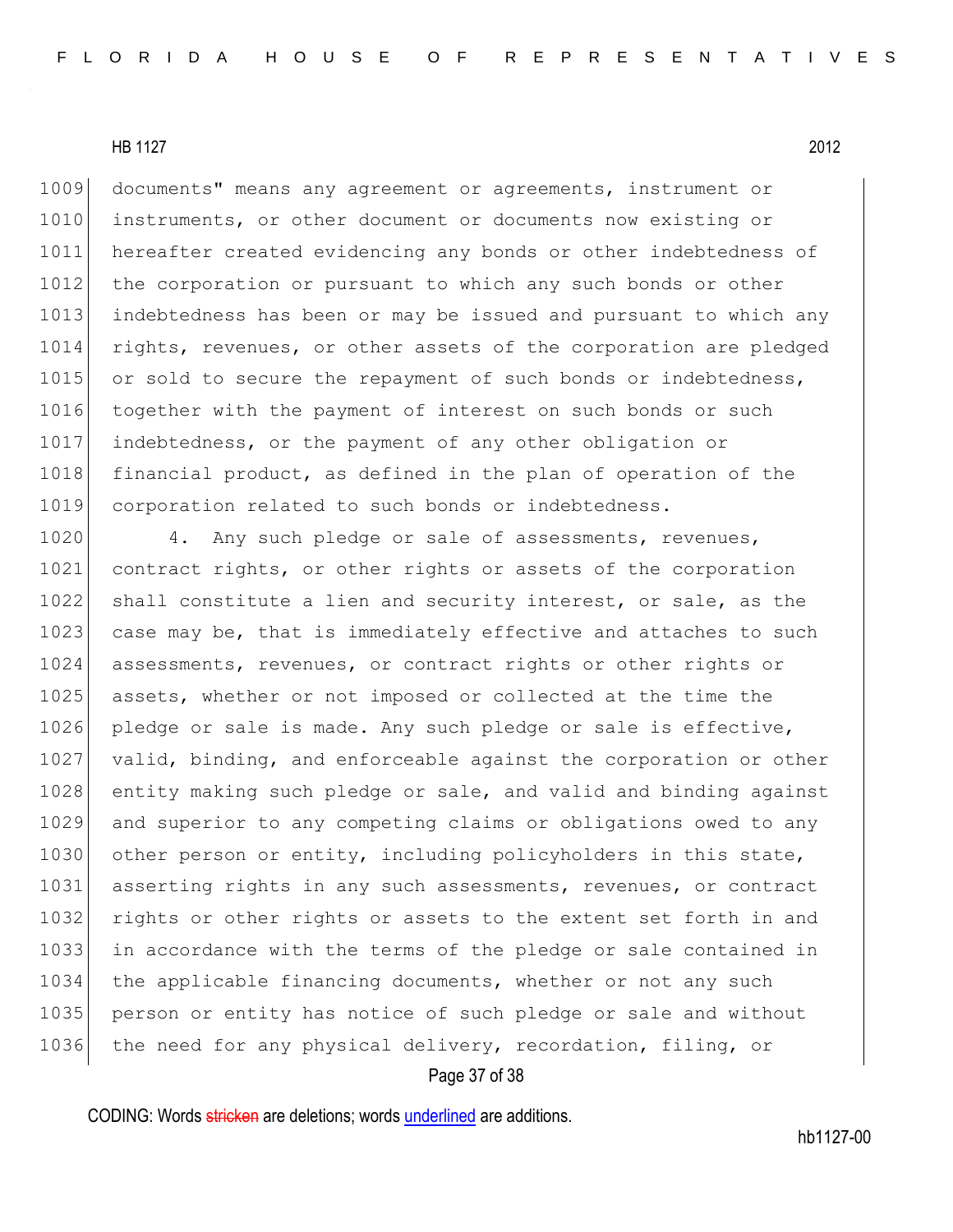documents" means any agreement or agreements, instrument or instruments, or other document or documents now existing or hereafter created evidencing any bonds or other indebtedness of the corporation or pursuant to which any such bonds or other indebtedness has been or may be issued and pursuant to which any rights, revenues, or other assets of the corporation are pledged or sold to secure the repayment of such bonds or indebtedness, together with the payment of interest on such bonds or such indebtedness, or the payment of any other obligation or financial product, as defined in the plan of operation of the corporation related to such bonds or indebtedness.

4. Any such pledge or sale of assessments, revenues, contract rights, or other rights or assets of the corporation shall constitute a lien and security interest, or sale, as the case may be, that is immediately effective and attaches to such assessments, revenues, or contract rights or other rights or assets, whether or not imposed or collected at the time the pledge or sale is made. Any such pledge or sale is effective, valid, binding, and enforceable against the corporation or other entity making such pledge or sale, and valid and binding against and superior to any competing claims or obligations owed to any other person or entity, including policyholders in this state, asserting rights in any such assessments, revenues, or contract rights or other rights or assets to the extent set forth in and in accordance with the terms of the pledge or sale contained in the applicable financing documents, whether or not any such person or entity has notice of such pledge or sale and without the need for any physical delivery, recordation, filing, or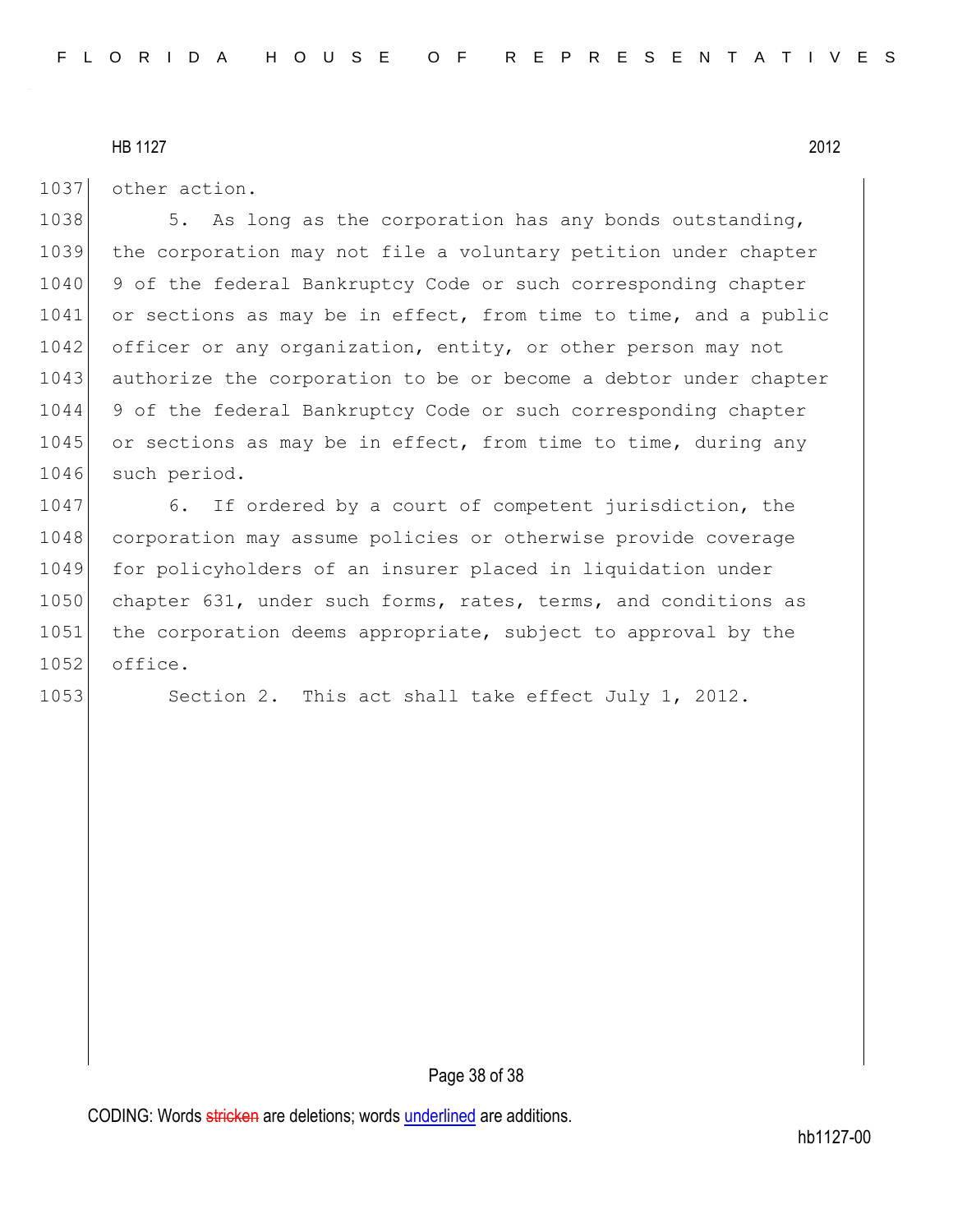other action.

5. As long as the corporation has any bonds outstanding, the corporation may not file a voluntary petition under chapter 9 of the federal Bankruptcy Code or such corresponding chapter or sections as may be in effect, from time to time, and a public officer or any organization, entity, or other person may not authorize the corporation to be or become a debtor under chapter 9 of the federal Bankruptcy Code or such corresponding chapter or sections as may be in effect, from time to time, during any such period.

6. If ordered by a court of competent jurisdiction, the corporation may assume policies or otherwise provide coverage for policyholders of an insurer placed in liquidation under chapter 631, under such forms, rates, terms, and conditions as the corporation deems appropriate, subject to approval by the office.

Section 2. This act shall take effect July 1, 2012.